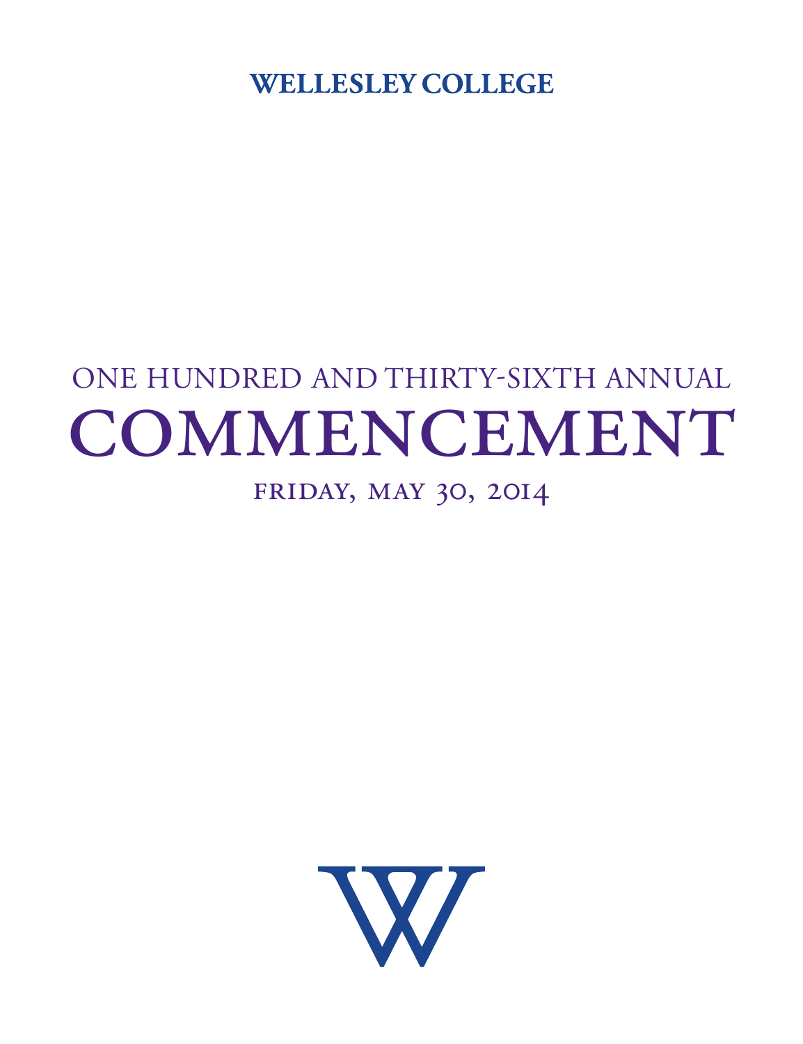**WELLESLEY COLLEGE**

ONE HUNDRED AND THIRTY-SIXTH ANNUAL

# COMMENCEMENT

FRIDAY, MAY 30, 2014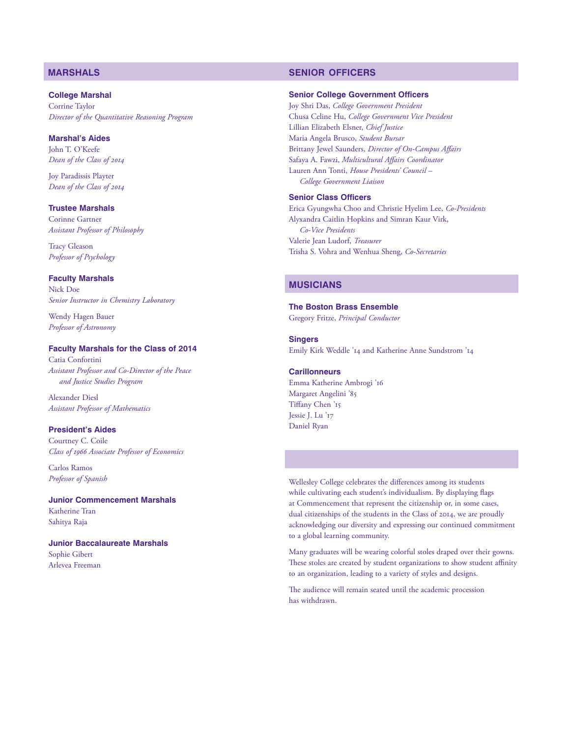## MARSHALS

### College Marshal

Corrine Taylor
*Director of the Quantitative Reasoning Program*

### Marshal's Aides

John T. O'Keefe
*Dean of the Class of 2014*

Joy Paradissis Playter
*Dean of the Class of 2014*

### Trustee Marshals

Corinne Gartner
*Assistant Professor of Philosophy*

Tracy Gleason
*Professor of Psychology*

### Faculty Marshals

Nick Doe
*Senior Instructor in Chemistry Laboratory*

Wendy Hagen Bauer
*Professor of Astronomy*

### Faculty Marshals for the Class of 2014

Catia Confortini
*Assistant Professor and Co-Director of the Peace and Justice Studies Program*

Alexander Diesl
*Assistant Professor of Mathematics*

### President's Aides

Courtney C. Coile
*Class of 1966 Associate Professor of Economics*

Carlos Ramos
*Professor of Spanish*

### Junior Commencement Marshals

Katherine Tran
Sahitya Raja

### Junior Baccalaureate Marshals

Sophie Gibert
Arlevea Freeman

## SENIOR OFFICERS

### Senior College Government Officers

Joy Shri Das, *College Government President*
Chusa Celine Hu, *College Government Vice President*
Lillian Elizabeth Elsner, *Chief Justice*
Maria Angela Brusco, *Student Bursar*
Brittany Jewel Saunders, *Director of On-Campus Affairs*
Safaya A. Fawzi, *Multicultural Affairs Coordinator*
Lauren Ann Tonti, *House Presidents' Council – College Government Liaison*

### Senior Class Officers

Erica Gyungwha Choo and Christie Hyelim Lee, *Co-Presidents*
Alyxandra Caitlin Hopkins and Simran Kaur Virk, *Co-Vice Presidents*
Valerie Jean Ludorf, *Treasurer*
Trisha S. Vohra and Wenhua Sheng, *Co-Secretaries*

## MUSICIANS

### The Boston Brass Ensemble

Gregory Fritze, *Principal Conductor*

### Singers

Emily Kirk Weddle '14 and Katherine Anne Sundstrom '14

### Carillonneurs

Emma Katherine Ambrogi '16
Margaret Angelini '85
Tiffany Chen '15
Jessie J. Lu '17
Daniel Ryan

Wellesley College celebrates the differences among its students while cultivating each student's individualism. By displaying flags at Commencement that represent the citizenship or, in some cases, dual citizenships of the students in the Class of 2014, we are proudly acknowledging our diversity and expressing our continued commitment to a global learning community.

Many graduates will be wearing colorful stoles draped over their gowns. These stoles are created by student organizations to show student affinity to an organization, leading to a variety of styles and designs.

The audience will remain seated until the academic procession has withdrawn.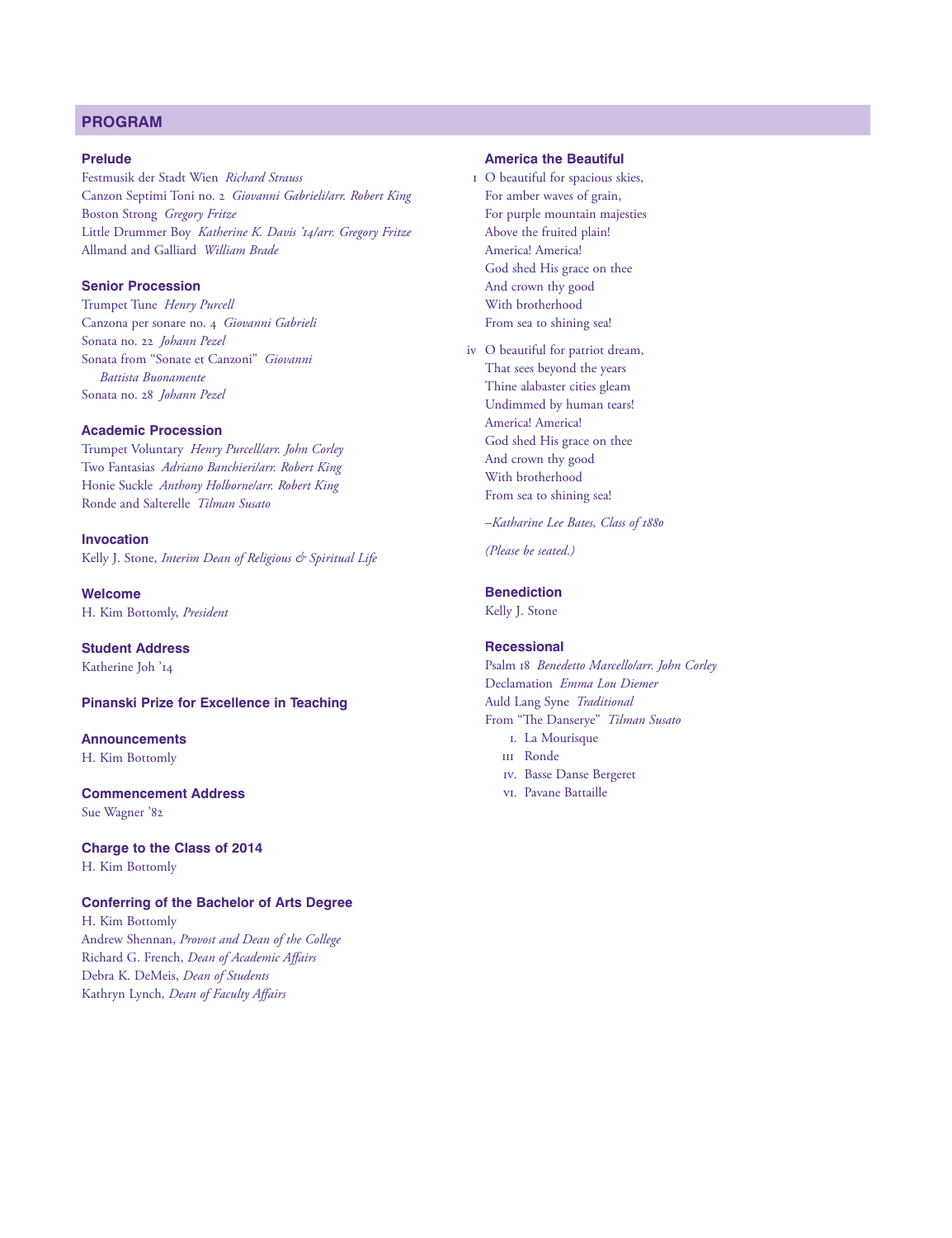## PROGRAM

### Prelude

Festmusik der Stadt Wien *Richard Strauss*
Canzon Septimi Toni no. 2 *Giovanni Gabrieli/arr. Robert King*
Boston Strong *Gregory Fritze*
Little Drummer Boy *Katherine K. Davis '14/arr. Gregory Fritze*
Allmand and Galliard *William Brade*

### Senior Procession

Trumpet Tune *Henry Purcell*
Canzona per sonare no. 4 *Giovanni Gabrieli*
Sonata no. 22 *Johann Pezel*
Sonata from "Sonate et Canzoni" *Giovanni Battista Buonamente*
Sonata no. 28 *Johann Pezel*

### Academic Procession

Trumpet Voluntary *Henry Purcell/arr. John Corley*
Two Fantasias *Adriano Banchieri/arr. Robert King*
Honie Suckle *Anthony Holborne/arr. Robert King*
Ronde and Salterelle *Tilman Susato*

### Invocation

Kelly J. Stone, *Interim Dean of Religious & Spiritual Life*

### Welcome

H. Kim Bottomly, *President*

### Student Address

Katherine Joh '14

### Pinanski Prize for Excellence in Teaching

### Announcements

H. Kim Bottomly

### Commencement Address

Sue Wagner '82

### Charge to the Class of 2014

H. Kim Bottomly

### Conferring of the Bachelor of Arts Degree

H. Kim Bottomly
Andrew Shennan, *Provost and Dean of the College*
Richard G. French, *Dean of Academic Affairs*
Debra K. DeMeis, *Dean of Students*
Kathryn Lynch, *Dean of Faculty Affairs*

### America the Beautiful

I O beautiful for spacious skies,
For amber waves of grain,
For purple mountain majesties
Above the fruited plain!
America! America!
God shed His grace on thee
And crown thy good
With brotherhood
From sea to shining sea!

iv O beautiful for patriot dream,
That sees beyond the years
Thine alabaster cities gleam
Undimmed by human tears!
America! America!
God shed His grace on thee
And crown thy good
With brotherhood
From sea to shining sea!

*–Katharine Lee Bates, Class of 1880*

*(Please be seated.)*

### Benediction

Kelly J. Stone

### Recessional

Psalm 18 *Benedetto Marcello/arr. John Corley*
Declamation *Emma Lou Diemer*
Auld Lang Syne *Traditional*
From "The Danserye" *Tilman Susato*

- I. La Mourisque
- III Ronde
- IV. Basse Danse Bergeret
- VI. Pavane Battaille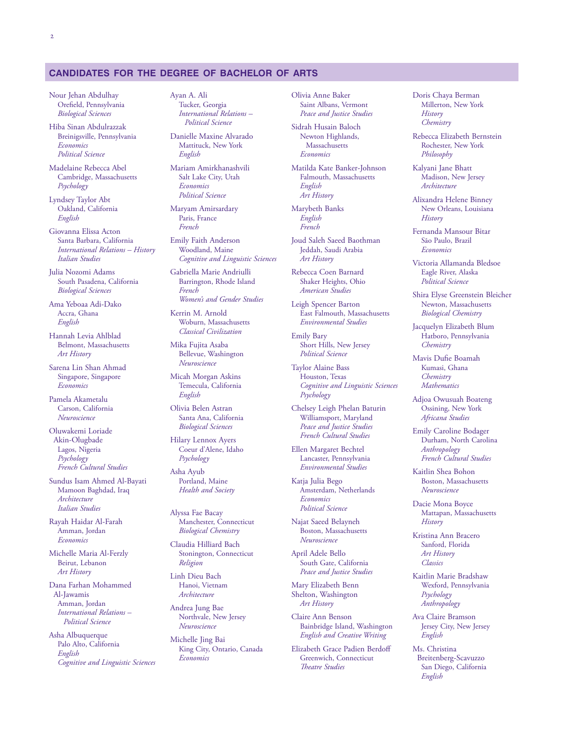## CANDIDATES FOR THE DEGREE OF BACHELOR OF ARTS

Nour Jehan Abdulhay
Orefield, Pennsylvania
*Biological Sciences*

Hiba Sinan Abdulrazzak
Breinigsville, Pennsylvania
*Economics*
*Political Science*

Madelaine Rebecca Abel
Cambridge, Massachusetts
*Psychology*

Lyndsey Taylor Abt
Oakland, California
*English*

Giovanna Elissa Acton
Santa Barbara, California
*International Relations – History*
*Italian Studies*

Julia Nozomi Adams
South Pasadena, California
*Biological Sciences*

Ama Yeboaa Adi-Dako
Accra, Ghana
*English*

Hannah Levia Ahlblad
Belmont, Massachusetts
*Art History*

Sarena Lin Shan Ahmad
Singapore, Singapore
*Economics*

Pamela Akametalu
Carson, California
*Neuroscience*

Oluwakemi Loriade Akin-Olugbade
Lagos, Nigeria
*Psychology*
*French Cultural Studies*

Sundus Isam Ahmed Al-Bayati
Mamoon Baghdad, Iraq
*Architecture*
*Italian Studies*

Rayah Haidar Al-Farah
Amman, Jordan
*Economics*

Michelle Maria Al-Ferzly
Beirut, Lebanon
*Art History*

Dana Farhan Mohammed Al-Jawamis
Amman, Jordan
*International Relations – Political Science*

Asha Albuquerque
Palo Alto, California
*English*
*Cognitive and Linguistic Sciences*

Ayan A. Ali
Tucker, Georgia
*International Relations – Political Science*

Danielle Maxine Alvarado
Mattituck, New York
*English*

Mariam Amirkhanashvili
Salt Lake City, Utah
*Economics*
*Political Science*

Maryam Amirsardary
Paris, France
*French*

Emily Faith Anderson
Woodland, Maine
*Cognitive and Linguistic Sciences*

Gabriella Marie Andriulli
Barrington, Rhode Island
*French*
*Women's and Gender Studies*

Kerrin M. Arnold
Woburn, Massachusetts
*Classical Civilization*

Mika Fujita Asaba
Bellevue, Washington
*Neuroscience*

Micah Morgan Askins
Temecula, California
*English*

Olivia Belen Astran
Santa Ana, California
*Biological Sciences*

Hilary Lennox Ayers
Coeur d'Alene, Idaho
*Psychology*

Asha Ayub
Portland, Maine
*Health and Society*

Alyssa Fae Bacay
Manchester, Connecticut
*Biological Chemistry*

Claudia Hilliard Bach
Stonington, Connecticut
*Religion*

Linh Dieu Bach
Hanoi, Vietnam
*Architecture*

Andrea Jung Bae
Northvale, New Jersey
*Neuroscience*

Michelle Jing Bai
King City, Ontario, Canada
*Economics*

Olivia Anne Baker
Saint Albans, Vermont
*Peace and Justice Studies*

Sidrah Husain Baloch
Newton Highlands, Massachusetts
*Economics*

Matilda Kate Banker-Johnson
Falmouth, Massachusetts
*English*
*Art History*

Marybeth Banks
*English*
*French*

Joud Saleh Saeed Baothman
Jeddah, Saudi Arabia
*Art History*

Rebecca Coen Barnard
Shaker Heights, Ohio
*American Studies*

Leigh Spencer Barton
East Falmouth, Massachusetts
*Environmental Studies*

Emily Bary
Short Hills, New Jersey
*Political Science*

Taylor Alaine Bass
Houston, Texas
*Cognitive and Linguistic Sciences*
*Psychology*

Chelsey Leigh Phelan Baturin
Williamsport, Maryland
*Peace and Justice Studies*
*French Cultural Studies*

Ellen Margaret Bechtel
Lancaster, Pennsylvania
*Environmental Studies*

Katja Julia Bego
Amsterdam, Netherlands
*Economics*
*Political Science*

Najat Saeed Belayneh
Boston, Massachusetts
*Neuroscience*

April Adele Bello
South Gate, California
*Peace and Justice Studies*

Mary Elizabeth Benn
Shelton, Washington
*Art History*

Claire Ann Benson
Bainbridge Island, Washington
*English and Creative Writing*

Elizabeth Grace Padien Berdoff
Greenwich, Connecticut
*Theatre Studies*

Doris Chaya Berman
Millerton, New York
*History*
*Chemistry*

Rebecca Elizabeth Bernstein
Rochester, New York
*Philosophy*

Kalyani Jane Bhatt
Madison, New Jersey
*Architecture*

Alixandra Helene Binney
New Orleans, Louisiana
*History*

Fernanda Mansour Bitar
São Paulo, Brazil
*Economics*

Victoria Allamanda Bledsoe
Eagle River, Alaska
*Political Science*

Shira Elyse Greenstein Bleicher
Newton, Massachusetts
*Biological Chemistry*

Jacquelyn Elizabeth Blum
Hatboro, Pennsylvania
*Chemistry*

Mavis Dufie Boamah
Kumasi, Ghana
*Chemistry*
*Mathematics*

Adjoa Owusuah Boateng
Ossining, New York
*Africana Studies*

Emily Caroline Bodager
Durham, North Carolina
*Anthropology*
*French Cultural Studies*

Kaitlin Shea Bohon
Boston, Massachusetts
*Neuroscience*

Dacie Mona Boyce
Mattapan, Massachusetts
*History*

Kristina Ann Bracero
Sanford, Florida
*Art History*
*Classics*

Kaitlin Marie Bradshaw
Wexford, Pennsylvania
*Psychology*
*Anthropology*

Ava Claire Bramson
Jersey City, New Jersey
*English*

Ms. Christina Breitenberg-Scavuzzo
San Diego, California
*English*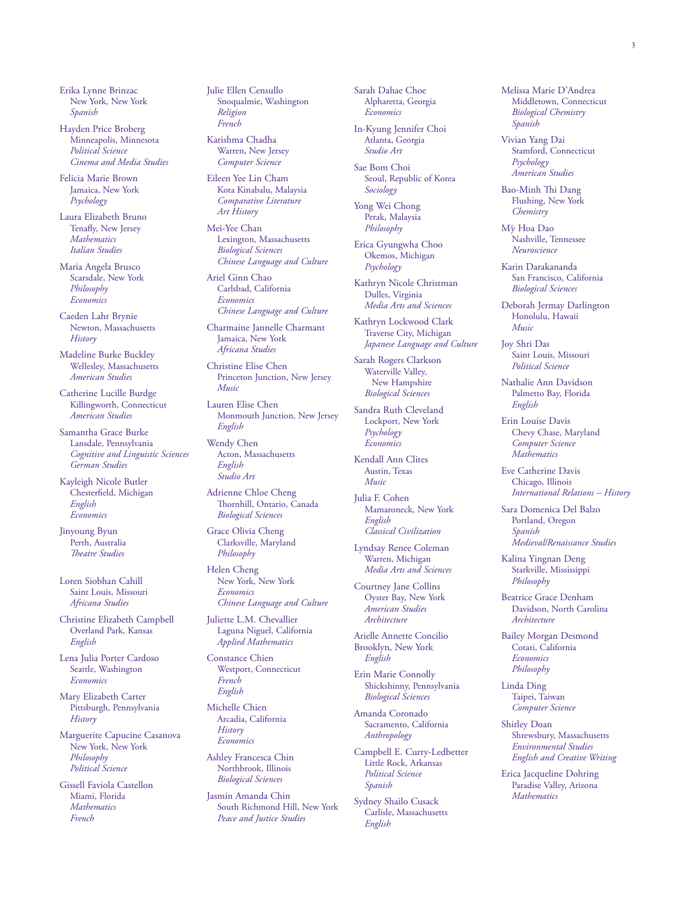Erika Lynne Brinzac
New York, New York
*Spanish*

Hayden Price Broberg
Minneapolis, Minnesota
*Political Science*
*Cinema and Media Studies*

Felicia Marie Brown
Jamaica, New York
*Psychology*

Laura Elizabeth Bruno
Tenafly, New Jersey
*Mathematics*
*Italian Studies*

Maria Angela Brusco
Scarsdale, New York
*Philosophy*
*Economics*

Caeden Lahr Brynie
Newton, Massachusetts
*History*

Madeline Burke Buckley
Wellesley, Massachusetts
*American Studies*

Catherine Lucille Burdge
Killingworth, Connecticut
*American Studies*

Samantha Grace Burke
Lansdale, Pennsylvania
*Cognitive and Linguistic Sciences*
*German Studies*

Kayleigh Nicole Butler
Chesterfield, Michigan
*English*
*Economics*

Jinyoung Byun
Perth, Australia
*Theatre Studies*

Loren Siobhan Cahill
Saint Louis, Missouri
*Africana Studies*

Christine Elizabeth Campbell
Overland Park, Kansas
*English*

Lena Julia Porter Cardoso
Seattle, Washington
*Economics*

Mary Elizabeth Carter
Pittsburgh, Pennsylvania
*History*

Marguerite Capucine Casanova
New York, New York
*Philosophy*
*Political Science*

Gissell Faviola Castellon
Miami, Florida
*Mathematics*
*French*

Julie Ellen Censullo
Snoqualmie, Washington
*Religion*
*French*

Karishma Chadha
Warren, New Jersey
*Computer Science*

Eileen Yee Lin Cham
Kota Kinabalu, Malaysia
*Comparative Literature*
*Art History*

Mei-Yee Chan
Lexington, Massachusetts
*Biological Sciences*
*Chinese Language and Culture*

Ariel Ginn Chao
Carlsbad, California
*Economics*
*Chinese Language and Culture*

Charmaine Jannelle Charmant
Jamaica, New York
*Africana Studies*

Christine Elise Chen
Princeton Junction, New Jersey
*Music*

Lauren Elise Chen
Monmouth Junction, New Jersey
*English*

Wendy Chen
Acton, Massachusetts
*English*
*Studio Art*

Adrienne Chloe Cheng
Thornhill, Ontario, Canada
*Biological Sciences*

Grace Olivia Cheng
Clarksville, Maryland
*Philosophy*

Helen Cheng
New York, New York
*Economics*
*Chinese Language and Culture*

Juliette L.M. Chevallier
Laguna Niguel, California
*Applied Mathematics*

Constance Chien
Westport, Connecticut
*French*
*English*

Michelle Chien
Arcadia, California
*History*
*Economics*

Ashley Francesca Chin
Northbrook, Illinois
*Biological Sciences*

Jasmin Amanda Chin
South Richmond Hill, New York
*Peace and Justice Studies*

Sarah Dahae Choe
Alpharetta, Georgia
*Economics*

In-Kyung Jennifer Choi
Atlanta, Georgia
*Studio Art*

Sae Bom Choi
Seoul, Republic of Korea
*Sociology*

Yong Wei Chong
Perak, Malaysia
*Philosophy*

Erica Gyungwha Choo
Okemos, Michigan
*Psychology*

Kathryn Nicole Christman
Dulles, Virginia
*Media Arts and Sciences*

Kathryn Lockwood Clark
Traverse City, Michigan
*Japanese Language and Culture*

Sarah Rogers Clarkson
Waterville Valley, New Hampshire
*Biological Sciences*

Sandra Ruth Cleveland
Lockport, New York
*Psychology*
*Economics*

Kendall Ann Clites
Austin, Texas
*Music*

Julia F. Cohen
Mamaroneck, New York
*English*
*Classical Civilization*

Lyndsay Renee Coleman
Warren, Michigan
*Media Arts and Sciences*

Courtney Jane Collins
Oyster Bay, New York
*American Studies*
*Architecture*

Arielle Annette Concilio
Brooklyn, New York
*English*

Erin Marie Connolly
Shickshinny, Pennsylvania
*Biological Sciences*

Amanda Coronado
Sacramento, California
*Anthropology*

Campbell E. Curry-Ledbetter
Little Rock, Arkansas
*Political Science*
*Spanish*

Sydney Shailo Cusack
Carlisle, Massachusetts
*English*

Melissa Marie D'Andrea
Middletown, Connecticut
*Biological Chemistry*
*Spanish*

Vivian Yang Dai
Stamford, Connecticut
*Psychology*
*American Studies*

Bao-Minh Thi Dang
Flushing, New York
*Chemistry*

Mỹ Hoa Dao
Nashville, Tennessee
*Neuroscience*

Karin Darakananda
San Francisco, California
*Biological Sciences*

Deborah Jermay Darlington
Honolulu, Hawaii
*Music*

Joy Shri Das
Saint Louis, Missouri
*Political Science*

Nathalie Ann Davidson
Palmetto Bay, Florida
*English*

Erin Louise Davis
Chevy Chase, Maryland
*Computer Science*
*Mathematics*

Eve Catherine Davis
Chicago, Illinois
*International Relations – History*

Sara Domenica Del Balzo
Portland, Oregon
*Spanish*
*Medieval/Renaissance Studies*

Kalina Yingnan Deng
Starkville, Mississippi
*Philosophy*

Beatrice Grace Denham
Davidson, North Carolina
*Architecture*

Bailey Morgan Desmond
Cotati, California
*Economics*
*Philosophy*

Linda Ding
Taipei, Taiwan
*Computer Science*

Shirley Doan
Shrewsbury, Massachusetts
*Environmental Studies*
*English and Creative Writing*

Erica Jacqueline Dohring
Paradise Valley, Arizona
*Mathematics*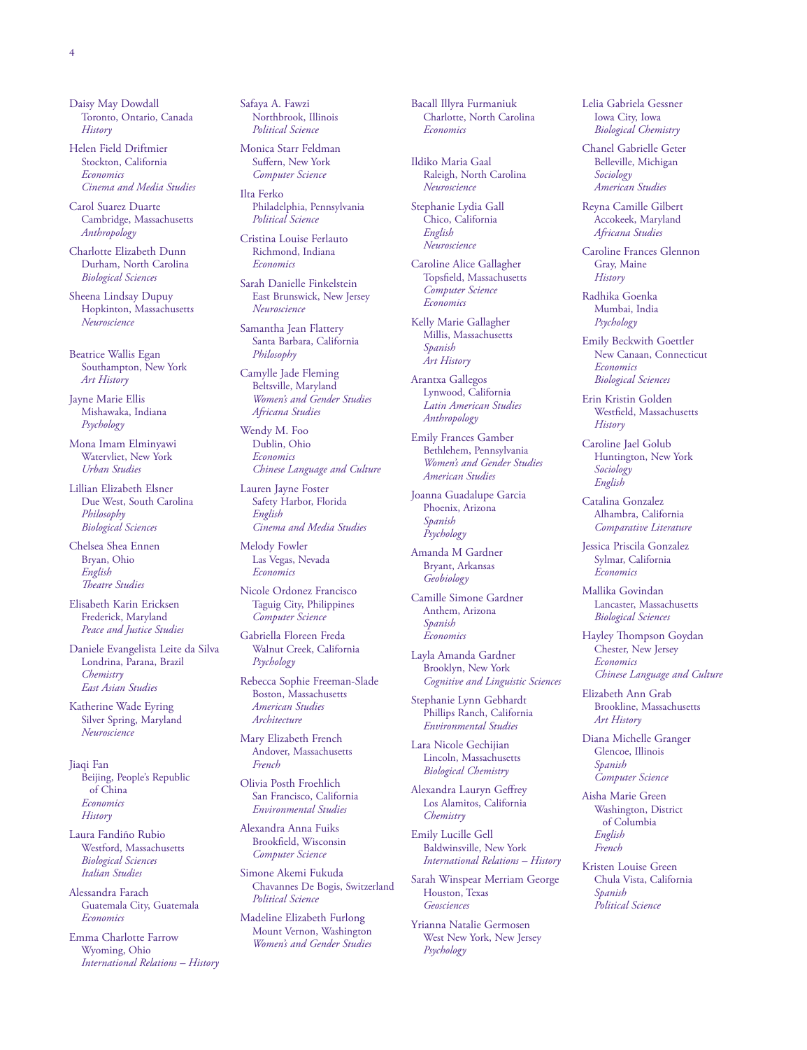Daisy May Dowdall
Toronto, Ontario, Canada
*History*

Helen Field Driftmier
Stockton, California
*Economics*
*Cinema and Media Studies*

Carol Suarez Duarte
Cambridge, Massachusetts
*Anthropology*

Charlotte Elizabeth Dunn
Durham, North Carolina
*Biological Sciences*

Sheena Lindsay Dupuy
Hopkinton, Massachusetts
*Neuroscience*

Beatrice Wallis Egan
Southampton, New York
*Art History*

Jayne Marie Ellis
Mishawaka, Indiana
*Psychology*

Mona Imam Elminyawi
Watervliet, New York
*Urban Studies*

Lillian Elizabeth Elsner
Due West, South Carolina
*Philosophy*
*Biological Sciences*

Chelsea Shea Ennen
Bryan, Ohio
*English*
*Theatre Studies*

Elisabeth Karin Ericksen
Frederick, Maryland
*Peace and Justice Studies*

Daniele Evangelista Leite da Silva
Londrina, Parana, Brazil
*Chemistry*
*East Asian Studies*

Katherine Wade Eyring
Silver Spring, Maryland
*Neuroscience*

Jiaqi Fan
Beijing, People's Republic of China
*Economics*
*History*

Laura Fandiño Rubio
Westford, Massachusetts
*Biological Sciences*
*Italian Studies*

Alessandra Farach
Guatemala City, Guatemala
*Economics*

Emma Charlotte Farrow
Wyoming, Ohio
*International Relations – History*

Safaya A. Fawzi
Northbrook, Illinois
*Political Science*

Monica Starr Feldman
Suffern, New York
*Computer Science*

Ilta Ferko
Philadelphia, Pennsylvania
*Political Science*

Cristina Louise Ferlauto
Richmond, Indiana
*Economics*

Sarah Danielle Finkelstein
East Brunswick, New Jersey
*Neuroscience*

Samantha Jean Flattery
Santa Barbara, California
*Philosophy*

Camylle Jade Fleming
Beltsville, Maryland
*Women's and Gender Studies*
*Africana Studies*

Wendy M. Foo
Dublin, Ohio
*Economics*
*Chinese Language and Culture*

Lauren Jayne Foster
Safety Harbor, Florida
*English*
*Cinema and Media Studies*

Melody Fowler
Las Vegas, Nevada
*Economics*

Nicole Ordonez Francisco
Taguig City, Philippines
*Computer Science*

Gabriella Floreen Freda
Walnut Creek, California
*Psychology*

Rebecca Sophie Freeman-Slade
Boston, Massachusetts
*American Studies*
*Architecture*

Mary Elizabeth French
Andover, Massachusetts
*French*

Olivia Posth Froehlich
San Francisco, California
*Environmental Studies*

Alexandra Anna Fuiks
Brookfield, Wisconsin
*Computer Science*

Simone Akemi Fukuda
Chavannes De Bogis, Switzerland
*Political Science*

Madeline Elizabeth Furlong
Mount Vernon, Washington
*Women's and Gender Studies*

Bacall Illyra Furmaniuk
Charlotte, North Carolina
*Economics*

Ildiko Maria Gaal
Raleigh, North Carolina
*Neuroscience*

Stephanie Lydia Gall
Chico, California
*English*
*Neuroscience*

Caroline Alice Gallagher
Topsfield, Massachusetts
*Computer Science*
*Economics*

Kelly Marie Gallagher
Millis, Massachusetts
*Spanish*
*Art History*

Arantxa Gallegos
Lynwood, California
*Latin American Studies*
*Anthropology*

Emily Frances Gamber
Bethlehem, Pennsylvania
*Women's and Gender Studies*
*American Studies*

Joanna Guadalupe Garcia
Phoenix, Arizona
*Spanish*
*Psychology*

Amanda M Gardner
Bryant, Arkansas
*Geobiology*

Camille Simone Gardner
Anthem, Arizona
*Spanish*
*Economics*

Layla Amanda Gardner
Brooklyn, New York
*Cognitive and Linguistic Sciences*

Stephanie Lynn Gebhardt
Phillips Ranch, California
*Environmental Studies*

Lara Nicole Gechijian
Lincoln, Massachusetts
*Biological Chemistry*

Alexandra Lauryn Geffrey
Los Alamitos, California
*Chemistry*

Emily Lucille Gell
Baldwinsville, New York
*International Relations – History*

Sarah Winspear Merriam George
Houston, Texas
*Geosciences*

Yrianna Natalie Germosen
West New York, New Jersey
*Psychology*

Lelia Gabriela Gessner
Iowa City, Iowa
*Biological Chemistry*

Chanel Gabrielle Geter
Belleville, Michigan
*Sociology*
*American Studies*

Reyna Camille Gilbert
Accokeek, Maryland
*Africana Studies*

Caroline Frances Glennon
Gray, Maine
*History*

Radhika Goenka
Mumbai, India
*Psychology*

Emily Beckwith Goettler
New Canaan, Connecticut
*Economics*
*Biological Sciences*

Erin Kristin Golden
Westfield, Massachusetts
*History*

Caroline Jael Golub
Huntington, New York
*Sociology*
*English*

Catalina Gonzalez
Alhambra, California
*Comparative Literature*

Jessica Priscila Gonzalez
Sylmar, California
*Economics*

Mallika Govindan
Lancaster, Massachusetts
*Biological Sciences*

Hayley Thompson Goydan
Chester, New Jersey
*Economics*
*Chinese Language and Culture*

Elizabeth Ann Grab
Brookline, Massachusetts
*Art History*

Diana Michelle Granger
Glencoe, Illinois
*Spanish*
*Computer Science*

Aisha Marie Green
Washington, District of Columbia
*English*
*French*

Kristen Louise Green
Chula Vista, California
*Spanish*
*Political Science*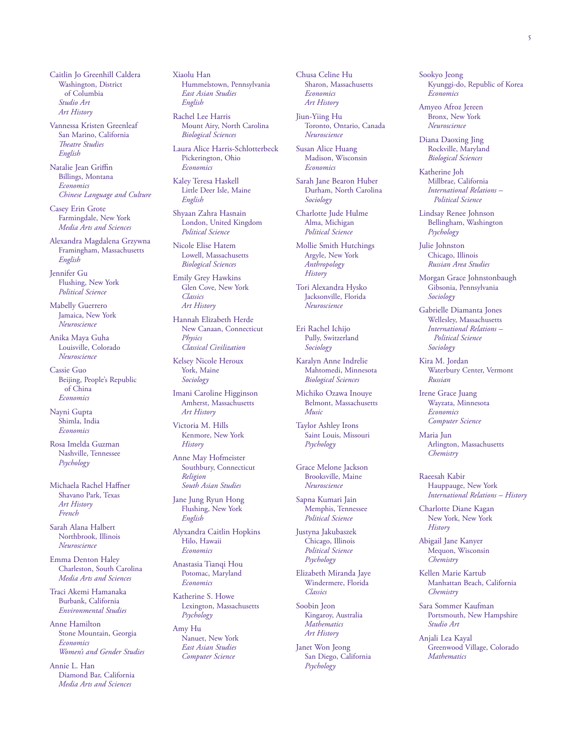Caitlin Jo Greenhill Caldera
Washington, District of Columbia
*Studio Art*
*Art History*

Vannessa Kristen Greenleaf
San Marino, California
*Theatre Studies*
*English*

Natalie Jean Griffin
Billings, Montana
*Economics*
*Chinese Language and Culture*

Casey Erin Grote
Farmingdale, New York
*Media Arts and Sciences*

Alexandra Magdalena Grzywna
Framingham, Massachusetts
*English*

Jennifer Gu
Flushing, New York
*Political Science*

Mabelly Guerrero
Jamaica, New York
*Neuroscience*

Anika Maya Guha
Louisville, Colorado
*Neuroscience*

Cassie Guo
Beijing, People's Republic of China
*Economics*

Nayni Gupta
Shimla, India
*Economics*

Rosa Imelda Guzman
Nashville, Tennessee
*Psychology*

Michaela Rachel Haffner
Shavano Park, Texas
*Art History*
*French*

Sarah Alana Halbert
Northbrook, Illinois
*Neuroscience*

Emma Denton Haley
Charleston, South Carolina
*Media Arts and Sciences*

Traci Akemi Hamanaka
Burbank, California
*Environmental Studies*

Anne Hamilton
Stone Mountain, Georgia
*Economics*
*Women's and Gender Studies*

Annie L. Han
Diamond Bar, California
*Media Arts and Sciences*

Xiaolu Han
Hummelstown, Pennsylvania
*East Asian Studies*
*English*

Rachel Lee Harris
Mount Airy, North Carolina
*Biological Sciences*

Laura Alice Harris-Schlotterbeck
Pickerington, Ohio
*Economics*

Kaley Teresa Haskell
Little Deer Isle, Maine
*English*

Shyaan Zahra Hasnain
London, United Kingdom
*Political Science*

Nicole Elise Hatem
Lowell, Massachusetts
*Biological Sciences*

Emily Grey Hawkins
Glen Cove, New York
*Classics*
*Art History*

Hannah Elizabeth Herde
New Canaan, Connecticut
*Physics*
*Classical Civilization*

Kelsey Nicole Heroux
York, Maine
*Sociology*

Imani Caroline Higginson
Amherst, Massachusetts
*Art History*

Victoria M. Hills
Kenmore, New York
*History*

Anne May Hofmeister
Southbury, Connecticut
*Religion*
*South Asian Studies*

Jane Jung Ryun Hong
Flushing, New York
*English*

Alyxandra Caitlin Hopkins
Hilo, Hawaii
*Economics*

Anastasia Tianqi Hou
Potomac, Maryland
*Economics*

Katherine S. Howe
Lexington, Massachusetts
*Psychology*

Amy Hu
Nanuet, New York
*East Asian Studies*
*Computer Science*

Chusa Celine Hu
Sharon, Massachusetts
*Economics*
*Art History*

Jiun-Yiing Hu
Toronto, Ontario, Canada
*Neuroscience*

Susan Alice Huang
Madison, Wisconsin
*Economics*

Sarah Jane Bearon Huber
Durham, North Carolina
*Sociology*

Charlotte Jude Hulme
Alma, Michigan
*Political Science*

Mollie Smith Hutchings
Argyle, New York
*Anthropology*
*History*

Tori Alexandra Hysko
Jacksonville, Florida
*Neuroscience*

Eri Rachel Ichijo
Pully, Switzerland
*Sociology*

Karalyn Anne Indrelie
Mahtomedi, Minnesota
*Biological Sciences*

Michiko Ozawa Inouye
Belmont, Massachusetts
*Music*

Taylor Ashley Irons
Saint Louis, Missouri
*Psychology*

Grace Melone Jackson
Brooksville, Maine
*Neuroscience*

Sapna Kumari Jain
Memphis, Tennessee
*Political Science*

Justyna Jakubaszek
Chicago, Illinois
*Political Science*
*Psychology*

Elizabeth Miranda Jaye
Windermere, Florida
*Classics*

Soobin Jeon
Kingaroy, Australia
*Mathematics*
*Art History*

Janet Won Jeong
San Diego, California
*Psychology*

Sookyo Jeong
Kyunggi-do, Republic of Korea
*Economics*

Amyeo Afroz Jereen
Bronx, New York
*Neuroscience*

Diana Daoxing Jing
Rockville, Maryland
*Biological Sciences*

Katherine Joh
Millbrae, California
*International Relations – Political Science*

Lindsay Renee Johnson
Bellingham, Washington
*Psychology*

Julie Johnston
Chicago, Illinois
*Russian Area Studies*

Morgan Grace Johnstonbaugh
Gibsonia, Pennsylvania
*Sociology*

Gabrielle Diamanta Jones
Wellesley, Massachusetts
*International Relations – Political Science*
*Sociology*

Kira M. Jordan
Waterbury Center, Vermont
*Russian*

Irene Grace Juang
Wayzata, Minnesota
*Economics*
*Computer Science*

Maria Jun
Arlington, Massachusetts
*Chemistry*

Raeesah Kabir
Hauppauge, New York
*International Relations – History*

Charlotte Diane Kagan
New York, New York
*History*

Abigail Jane Kanyer
Mequon, Wisconsin
*Chemistry*

Kellen Marie Kartub
Manhattan Beach, California
*Chemistry*

Sara Sommer Kaufman
Portsmouth, New Hampshire
*Studio Art*

Anjali Lea Kayal
Greenwood Village, Colorado
*Mathematics*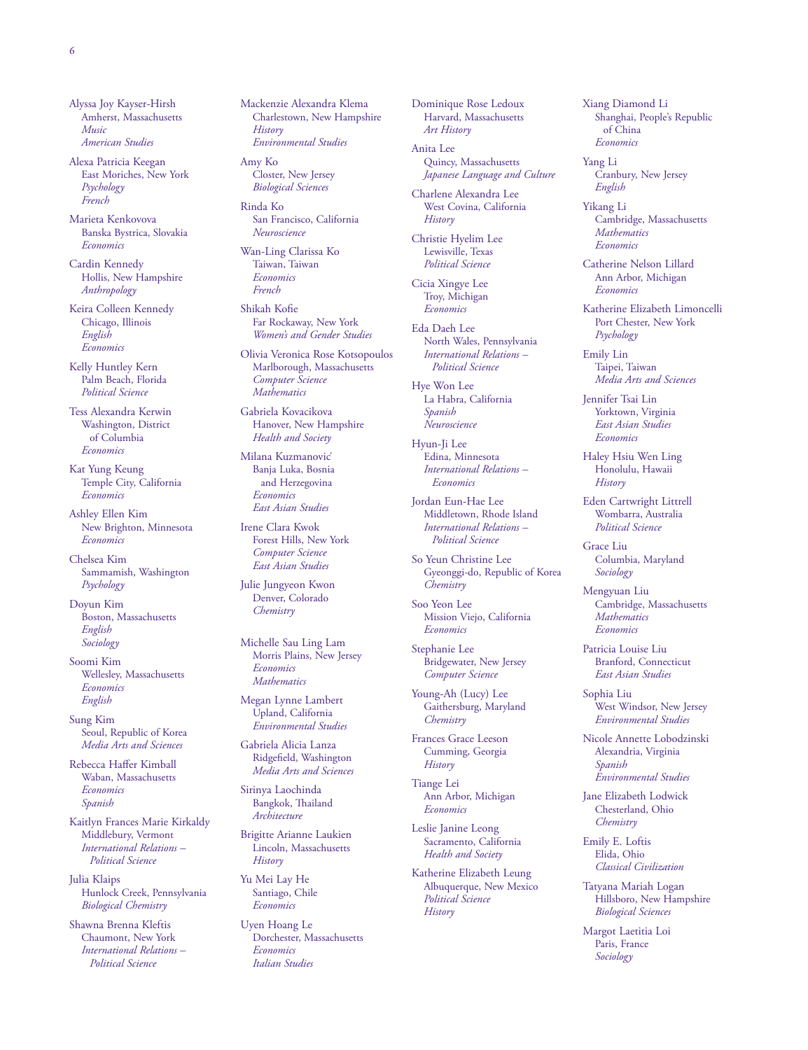Alyssa Joy Kayser-Hirsh
Amherst, Massachusetts
*Music*
*American Studies*

Alexa Patricia Keegan
East Moriches, New York
*Psychology*
*French*

Marieta Kenkovova
Banska Bystrica, Slovakia
*Economics*

Cardin Kennedy
Hollis, New Hampshire
*Anthropology*

Keira Colleen Kennedy
Chicago, Illinois
*English*
*Economics*

Kelly Huntley Kern
Palm Beach, Florida
*Political Science*

Tess Alexandra Kerwin
Washington, District of Columbia
*Economics*

Kat Yung Keung
Temple City, California
*Economics*

Ashley Ellen Kim
New Brighton, Minnesota
*Economics*

Chelsea Kim
Sammamish, Washington
*Psychology*

Doyun Kim
Boston, Massachusetts
*English*
*Sociology*

Soomi Kim
Wellesley, Massachusetts
*Economics*
*English*

Sung Kim
Seoul, Republic of Korea
*Media Arts and Sciences*

Rebecca Haffer Kimball
Waban, Massachusetts
*Economics*
*Spanish*

Kaitlyn Frances Marie Kirkaldy
Middlebury, Vermont
*International Relations – Political Science*

Julia Klaips
Hunlock Creek, Pennsylvania
*Biological Chemistry*

Shawna Brenna Kleftis
Chaumont, New York
*International Relations – Political Science*

Mackenzie Alexandra Klema
Charlestown, New Hampshire
*History*
*Environmental Studies*

Amy Ko
Closter, New Jersey
*Biological Sciences*

Rinda Ko
San Francisco, California
*Neuroscience*

Wan-Ling Clarissa Ko
Taiwan, Taiwan
*Economics*
*French*

Shikah Kofie
Far Rockaway, New York
*Women's and Gender Studies*

Olivia Veronica Rose Kotsopoulos
Marlborough, Massachusetts
*Computer Science*
*Mathematics*

Gabriela Kovacikova
Hanover, New Hampshire
*Health and Society*

Milana Kuzmanović
Banja Luka, Bosnia and Herzegovina
*Economics*
*East Asian Studies*

Irene Clara Kwok
Forest Hills, New York
*Computer Science*
*East Asian Studies*

Julie Jungyeon Kwon
Denver, Colorado
*Chemistry*

Michelle Sau Ling Lam
Morris Plains, New Jersey
*Economics*
*Mathematics*

Megan Lynne Lambert
Upland, California
*Environmental Studies*

Gabriela Alicia Lanza
Ridgefield, Washington
*Media Arts and Sciences*

Sirinya Laochinda
Bangkok, Thailand
*Architecture*

Brigitte Arianne Laukien
Lincoln, Massachusetts
*History*

Yu Mei Lay He
Santiago, Chile
*Economics*

Uyen Hoang Le
Dorchester, Massachusetts
*Economics*
*Italian Studies*

Dominique Rose Ledoux
Harvard, Massachusetts
*Art History*

Anita Lee
Quincy, Massachusetts
*Japanese Language and Culture*

Charlene Alexandra Lee
West Covina, California
*History*

Christie Hyelim Lee
Lewisville, Texas
*Political Science*

Cicia Xingye Lee
Troy, Michigan
*Economics*

Eda Daeh Lee
North Wales, Pennsylvania
*International Relations – Political Science*

Hye Won Lee
La Habra, California
*Spanish*
*Neuroscience*

Hyun-Ji Lee
Edina, Minnesota
*International Relations – Economics*

Jordan Eun-Hae Lee
Middletown, Rhode Island
*International Relations – Political Science*

So Yeun Christine Lee
Gyeonggi-do, Republic of Korea
*Chemistry*

Soo Yeon Lee
Mission Viejo, California
*Economics*

Stephanie Lee
Bridgewater, New Jersey
*Computer Science*

Young-Ah (Lucy) Lee
Gaithersburg, Maryland
*Chemistry*

Frances Grace Leeson
Cumming, Georgia
*History*

Tiange Lei
Ann Arbor, Michigan
*Economics*

Leslie Janine Leong
Sacramento, California
*Health and Society*

Katherine Elizabeth Leung
Albuquerque, New Mexico
*Political Science*
*History*

Xiang Diamond Li
Shanghai, People's Republic of China
*Economics*

Yang Li
Cranbury, New Jersey
*English*

Yikang Li
Cambridge, Massachusetts
*Mathematics*
*Economics*

Catherine Nelson Lillard
Ann Arbor, Michigan
*Economics*

Katherine Elizabeth Limoncelli
Port Chester, New York
*Psychology*

Emily Lin
Taipei, Taiwan
*Media Arts and Sciences*

Jennifer Tsai Lin
Yorktown, Virginia
*East Asian Studies*
*Economics*

Haley Hsiu Wen Ling
Honolulu, Hawaii
*History*

Eden Cartwright Littrell
Wombarra, Australia
*Political Science*

Grace Liu
Columbia, Maryland
*Sociology*

Mengyuan Liu
Cambridge, Massachusetts
*Mathematics*
*Economics*

Patricia Louise Liu
Branford, Connecticut
*East Asian Studies*

Sophia Liu
West Windsor, New Jersey
*Environmental Studies*

Nicole Annette Lobodzinski
Alexandria, Virginia
*Spanish*
*Environmental Studies*

Jane Elizabeth Lodwick
Chesterland, Ohio
*Chemistry*

Emily E. Loftis
Elida, Ohio
*Classical Civilization*

Tatyana Mariah Logan
Hillsboro, New Hampshire
*Biological Sciences*

Margot Laetitia Loi
Paris, France
*Sociology*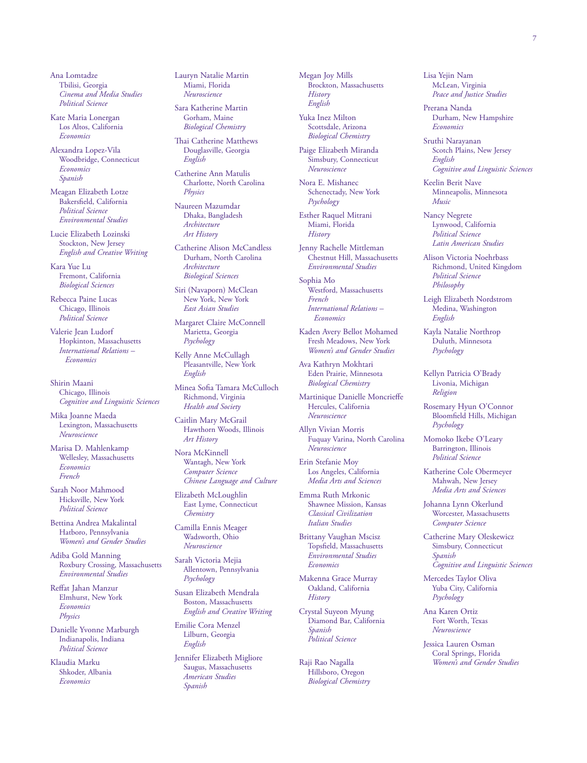Ana Lomtadze
Tbilisi, Georgia
*Cinema and Media Studies*
*Political Science*

Kate Maria Lonergan
Los Altos, California
*Economics*

Alexandra Lopez-Vila
Woodbridge, Connecticut
*Economics*
*Spanish*

Meagan Elizabeth Lotze
Bakersfield, California
*Political Science*
*Environmental Studies*

Lucie Elizabeth Lozinski
Stockton, New Jersey
*English and Creative Writing*

Kara Yue Lu
Fremont, California
*Biological Sciences*

Rebecca Paine Lucas
Chicago, Illinois
*Political Science*

Valerie Jean Ludorf
Hopkinton, Massachusetts
*International Relations – Economics*

Shirin Maani
Chicago, Illinois
*Cognitive and Linguistic Sciences*

Mika Joanne Maeda
Lexington, Massachusetts
*Neuroscience*

Marisa D. Mahlenkamp
Wellesley, Massachusetts
*Economics*
*French*

Sarah Noor Mahmood
Hicksville, New York
*Political Science*

Bettina Andrea Makalintal
Hatboro, Pennsylvania
*Women's and Gender Studies*

Adiba Gold Manning
Roxbury Crossing, Massachusetts
*Environmental Studies*

Reffat Jahan Manzur
Elmhurst, New York
*Economics*
*Physics*

Danielle Yvonne Marburgh
Indianapolis, Indiana
*Political Science*

Klaudia Marku
Shkoder, Albania
*Economics*

Lauryn Natalie Martin
Miami, Florida
*Neuroscience*

Sara Katherine Martin
Gorham, Maine
*Biological Chemistry*

Thai Catherine Matthews
Douglasville, Georgia
*English*

Catherine Ann Matulis
Charlotte, North Carolina
*Physics*

Naureen Mazumdar
Dhaka, Bangladesh
*Architecture*
*Art History*

Catherine Alison McCandless
Durham, North Carolina
*Architecture*
*Biological Sciences*

Siri (Navaporn) McClean
New York, New York
*East Asian Studies*

Margaret Claire McConnell
Marietta, Georgia
*Psychology*

Kelly Anne McCullagh
Pleasantville, New York
*English*

Minea Sofia Tamara McCulloch
Richmond, Virginia
*Health and Society*

Caitlin Mary McGrail
Hawthorn Woods, Illinois
*Art History*

Nora McKinnell
Wantagh, New York
*Computer Science*
*Chinese Language and Culture*

Elizabeth McLoughlin
East Lyme, Connecticut
*Chemistry*

Camilla Ennis Meager
Wadsworth, Ohio
*Neuroscience*

Sarah Victoria Mejia
Allentown, Pennsylvania
*Psychology*

Susan Elizabeth Mendrala
Boston, Massachusetts
*English and Creative Writing*

Emilie Cora Menzel
Lilburn, Georgia
*English*

Jennifer Elizabeth Migliore
Saugus, Massachusetts
*American Studies*
*Spanish*

Megan Joy Mills
Brockton, Massachusetts
*History*
*English*

Yuka Inez Milton
Scottsdale, Arizona
*Biological Chemistry*

Paige Elizabeth Miranda
Simsbury, Connecticut
*Neuroscience*

Nora E. Mishanec
Schenectady, New York
*Psychology*

Esther Raquel Mitrani
Miami, Florida
*History*

Jenny Rachelle Mittleman
Chestnut Hill, Massachusetts
*Environmental Studies*

Sophia Mo
Westford, Massachusetts
*French*
*International Relations – Economics*

Kaden Avery Bellot Mohamed
Fresh Meadows, New York
*Women's and Gender Studies*

Ava Kathryn Mokhtari
Eden Prairie, Minnesota
*Biological Chemistry*

Martinique Danielle Moncrieffe
Hercules, California
*Neuroscience*

Allyn Vivian Morris
Fuquay Varina, North Carolina
*Neuroscience*

Erin Stefanie Moy
Los Angeles, California
*Media Arts and Sciences*

Emma Ruth Mrkonic
Shawnee Mission, Kansas
*Classical Civilization*
*Italian Studies*

Brittany Vaughan Mscisz
Topsfield, Massachusetts
*Environmental Studies*
*Economics*

Makenna Grace Murray
Oakland, California
*History*

Crystal Suyeon Myung
Diamond Bar, California
*Spanish*
*Political Science*

Raji Rao Nagalla
Hillsboro, Oregon
*Biological Chemistry*

Lisa Yejin Nam
McLean, Virginia
*Peace and Justice Studies*

Prerana Nanda
Durham, New Hampshire
*Economics*

Sruthi Narayanan
Scotch Plains, New Jersey
*English*
*Cognitive and Linguistic Sciences*

Keelin Berit Nave
Minneapolis, Minnesota
*Music*

Nancy Negrete
Lynwood, California
*Political Science*
*Latin American Studies*

Alison Victoria Noehrbass
Richmond, United Kingdom
*Political Science*
*Philosophy*

Leigh Elizabeth Nordstrom
Medina, Washington
*English*

Kayla Natalie Northrop
Duluth, Minnesota
*Psychology*

Kellyn Patricia O'Brady
Livonia, Michigan
*Religion*

Rosemary Hyun O'Connor
Bloomfield Hills, Michigan
*Psychology*

Momoko Ikebe O'Leary
Barrington, Illinois
*Political Science*

Katherine Cole Obermeyer
Mahwah, New Jersey
*Media Arts and Sciences*

Johanna Lynn Okerlund
Worcester, Massachusetts
*Computer Science*

Catherine Mary Oleskewicz
Simsbury, Connecticut
*Spanish*
*Cognitive and Linguistic Sciences*

Mercedes Taylor Oliva
Yuba City, California
*Psychology*

Ana Karen Ortiz
Fort Worth, Texas
*Neuroscience*

Jessica Lauren Osman
Coral Springs, Florida
*Women's and Gender Studies*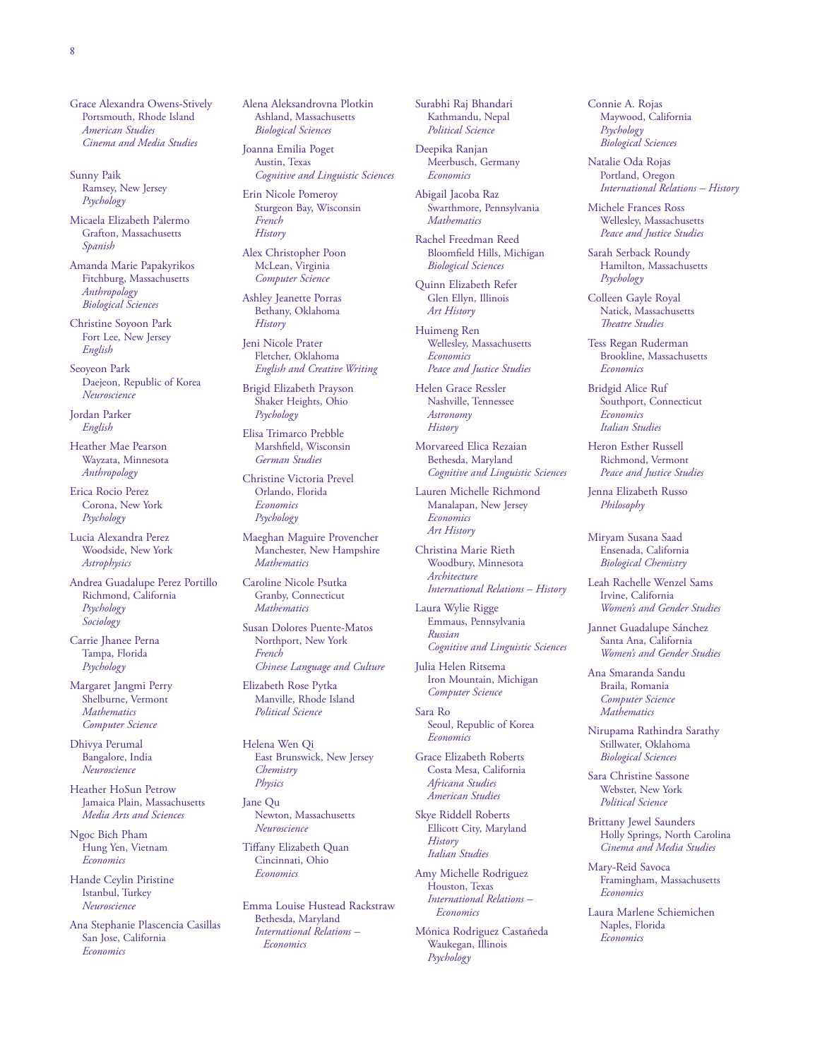Grace Alexandra Owens-Stively
Portsmouth, Rhode Island
*American Studies*
*Cinema and Media Studies*

Sunny Paik
Ramsey, New Jersey
*Psychology*

Micaela Elizabeth Palermo
Grafton, Massachusetts
*Spanish*

Amanda Marie Papakyrikos
Fitchburg, Massachusetts
*Anthropology*
*Biological Sciences*

Christine Soyoon Park
Fort Lee, New Jersey
*English*

Seoyeon Park
Daejeon, Republic of Korea
*Neuroscience*

Jordan Parker
*English*

Heather Mae Pearson
Wayzata, Minnesota
*Anthropology*

Erica Rocio Perez
Corona, New York
*Psychology*

Lucia Alexandra Perez
Woodside, New York
*Astrophysics*

Andrea Guadalupe Perez Portillo
Richmond, California
*Psychology*
*Sociology*

Carrie Jhanee Perna
Tampa, Florida
*Psychology*

Margaret Jangmi Perry
Shelburne, Vermont
*Mathematics*
*Computer Science*

Dhivya Perumal
Bangalore, India
*Neuroscience*

Heather HoSun Petrow
Jamaica Plain, Massachusetts
*Media Arts and Sciences*

Ngoc Bich Pham
Hung Yen, Vietnam
*Economics*

Hande Ceylin Piristine
Istanbul, Turkey
*Neuroscience*

Ana Stephanie Plascencia Casillas
San Jose, California
*Economics*

Alena Aleksandrovna Plotkin
Ashland, Massachusetts
*Biological Sciences*

Joanna Emilia Poget
Austin, Texas
*Cognitive and Linguistic Sciences*

Erin Nicole Pomeroy
Sturgeon Bay, Wisconsin
*French*
*History*

Alex Christopher Poon
McLean, Virginia
*Computer Science*

Ashley Jeanette Porras
Bethany, Oklahoma
*History*

Jeni Nicole Prater
Fletcher, Oklahoma
*English and Creative Writing*

Brigid Elizabeth Prayson
Shaker Heights, Ohio
*Psychology*

Elisa Trimarco Prebble
Marshfield, Wisconsin
*German Studies*

Christine Victoria Prevel
Orlando, Florida
*Economics*
*Psychology*

Maeghan Maguire Provencher
Manchester, New Hampshire
*Mathematics*

Caroline Nicole Psutka
Granby, Connecticut
*Mathematics*

Susan Dolores Puente-Matos
Northport, New York
*French*
*Chinese Language and Culture*

Elizabeth Rose Pytka
Manville, Rhode Island
*Political Science*

Helena Wen Qi
East Brunswick, New Jersey
*Chemistry*
*Physics*

Jane Qu
Newton, Massachusetts
*Neuroscience*

Tiffany Elizabeth Quan
Cincinnati, Ohio
*Economics*

Emma Louise Hustead Rackstraw
Bethesda, Maryland
*International Relations – Economics*

Surabhi Raj Bhandari
Kathmandu, Nepal
*Political Science*

Deepika Ranjan
Meerbusch, Germany
*Economics*

Abigail Jacoba Raz
Swarthmore, Pennsylvania
*Mathematics*

Rachel Freedman Reed
Bloomfield Hills, Michigan
*Biological Sciences*

Quinn Elizabeth Refer
Glen Ellyn, Illinois
*Art History*

Huimeng Ren
Wellesley, Massachusetts
*Economics*
*Peace and Justice Studies*

Helen Grace Ressler
Nashville, Tennessee
*Astronomy*
*History*

Morvareed Elica Rezaian
Bethesda, Maryland
*Cognitive and Linguistic Sciences*

Lauren Michelle Richmond
Manalapan, New Jersey
*Economics*
*Art History*

Christina Marie Rieth
Woodbury, Minnesota
*Architecture*
*International Relations – History*

Laura Wylie Rigge
Emmaus, Pennsylvania
*Russian*
*Cognitive and Linguistic Sciences*

Julia Helen Ritsema
Iron Mountain, Michigan
*Computer Science*

Sara Ro
Seoul, Republic of Korea
*Economics*

Grace Elizabeth Roberts
Costa Mesa, California
*Africana Studies*
*American Studies*

Skye Riddell Roberts
Ellicott City, Maryland
*History*
*Italian Studies*

Amy Michelle Rodriguez
Houston, Texas
*International Relations – Economics*

Mónica Rodriguez Castañeda
Waukegan, Illinois
*Psychology*

Connie A. Rojas
Maywood, California
*Psychology*
*Biological Sciences*

Natalie Oda Rojas
Portland, Oregon
*International Relations – History*

Michele Frances Ross
Wellesley, Massachusetts
*Peace and Justice Studies*

Sarah Serback Roundy
Hamilton, Massachusetts
*Psychology*

Colleen Gayle Royal
Natick, Massachusetts
*Theatre Studies*

Tess Regan Ruderman
Brookline, Massachusetts
*Economics*

Bridgid Alice Ruf
Southport, Connecticut
*Economics*
*Italian Studies*

Heron Esther Russell
Richmond, Vermont
*Peace and Justice Studies*

Jenna Elizabeth Russo
*Philosophy*

Miryam Susana Saad
Ensenada, California
*Biological Chemistry*

Leah Rachelle Wenzel Sams
Irvine, California
*Women's and Gender Studies*

Jannet Guadalupe Sánchez
Santa Ana, California
*Women's and Gender Studies*

Ana Smaranda Sandu
Braila, Romania
*Computer Science*
*Mathematics*

Nirupama Rathindra Sarathy
Stillwater, Oklahoma
*Biological Sciences*

Sara Christine Sassone
Webster, New York
*Political Science*

Brittany Jewel Saunders
Holly Springs, North Carolina
*Cinema and Media Studies*

Mary-Reid Savoca
Framingham, Massachusetts
*Economics*

Laura Marlene Schiemichen
Naples, Florida
*Economics*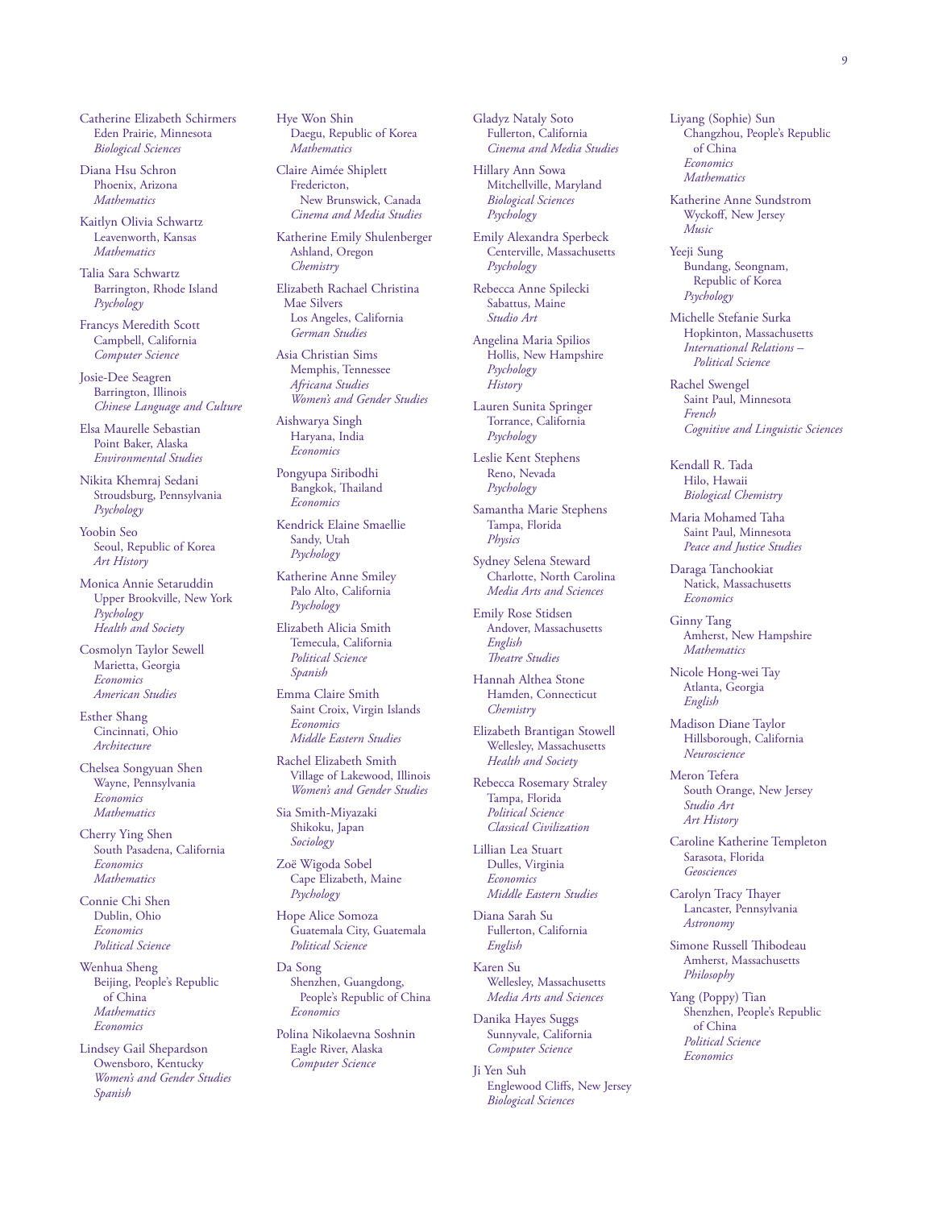Catherine Elizabeth Schirmers
Eden Prairie, Minnesota
*Biological Sciences*

Diana Hsu Schron
Phoenix, Arizona
*Mathematics*

Kaitlyn Olivia Schwartz
Leavenworth, Kansas
*Mathematics*

Talia Sara Schwartz
Barrington, Rhode Island
*Psychology*

Francys Meredith Scott
Campbell, California
*Computer Science*

Josie-Dee Seagren
Barrington, Illinois
*Chinese Language and Culture*

Elsa Maurelle Sebastian
Point Baker, Alaska
*Environmental Studies*

Nikita Khemraj Sedani
Stroudsburg, Pennsylvania
*Psychology*

Yoobin Seo
Seoul, Republic of Korea
*Art History*

Monica Annie Setaruddin
Upper Brookville, New York
*Psychology*
*Health and Society*

Cosmolyn Taylor Sewell
Marietta, Georgia
*Economics*
*American Studies*

Esther Shang
Cincinnati, Ohio
*Architecture*

Chelsea Songyuan Shen
Wayne, Pennsylvania
*Economics*
*Mathematics*

Cherry Ying Shen
South Pasadena, California
*Economics*
*Mathematics*

Connie Chi Shen
Dublin, Ohio
*Economics*
*Political Science*

Wenhua Sheng
Beijing, People's Republic of China
*Mathematics*
*Economics*

Lindsey Gail Shepardson
Owensboro, Kentucky
*Women's and Gender Studies*
*Spanish*

Hye Won Shin
Daegu, Republic of Korea
*Mathematics*

Claire Aimée Shiplett
Fredericton, New Brunswick, Canada
*Cinema and Media Studies*

Katherine Emily Shulenberger
Ashland, Oregon
*Chemistry*

Elizabeth Rachael Christina Mae Silvers
Los Angeles, California
*German Studies*

Asia Christian Sims
Memphis, Tennessee
*Africana Studies*
*Women's and Gender Studies*

Aishwarya Singh
Haryana, India
*Economics*

Pongyupa Siribodhi
Bangkok, Thailand
*Economics*

Kendrick Elaine Smaellie
Sandy, Utah
*Psychology*

Katherine Anne Smiley
Palo Alto, California
*Psychology*

Elizabeth Alicia Smith
Temecula, California
*Political Science*
*Spanish*

Emma Claire Smith
Saint Croix, Virgin Islands
*Economics*
*Middle Eastern Studies*

Rachel Elizabeth Smith
Village of Lakewood, Illinois
*Women's and Gender Studies*

Sia Smith-Miyazaki
Shikoku, Japan
*Sociology*

Zoë Wigoda Sobel
Cape Elizabeth, Maine
*Psychology*

Hope Alice Somoza
Guatemala City, Guatemala
*Political Science*

Da Song
Shenzhen, Guangdong, People's Republic of China
*Economics*

Polina Nikolaevna Soshnin
Eagle River, Alaska
*Computer Science*

Gladyz Nataly Soto
Fullerton, California
*Cinema and Media Studies*

Hillary Ann Sowa
Mitchellville, Maryland
*Biological Sciences*
*Psychology*

Emily Alexandra Sperbeck
Centerville, Massachusetts
*Psychology*

Rebecca Anne Spilecki
Sabattus, Maine
*Studio Art*

Angelina Maria Spilios
Hollis, New Hampshire
*Psychology*
*History*

Lauren Sunita Springer
Torrance, California
*Psychology*

Leslie Kent Stephens
Reno, Nevada
*Psychology*

Samantha Marie Stephens
Tampa, Florida
*Physics*

Sydney Selena Steward
Charlotte, North Carolina
*Media Arts and Sciences*

Emily Rose Stidsen
Andover, Massachusetts
*English*
*Theatre Studies*

Hannah Althea Stone
Hamden, Connecticut
*Chemistry*

Elizabeth Brantigan Stowell
Wellesley, Massachusetts
*Health and Society*

Rebecca Rosemary Straley
Tampa, Florida
*Political Science*
*Classical Civilization*

Lillian Lea Stuart
Dulles, Virginia
*Economics*
*Middle Eastern Studies*

Diana Sarah Su
Fullerton, California
*English*

Karen Su
Wellesley, Massachusetts
*Media Arts and Sciences*

Danika Hayes Suggs
Sunnyvale, California
*Computer Science*

Ji Yen Suh
Englewood Cliffs, New Jersey
*Biological Sciences*

Liyang (Sophie) Sun
Changzhou, People's Republic of China
*Economics*
*Mathematics*

Katherine Anne Sundstrom
Wyckoff, New Jersey
*Music*

Yeeji Sung
Bundang, Seongnam, Republic of Korea
*Psychology*

Michelle Stefanie Surka
Hopkinton, Massachusetts
*International Relations – Political Science*

Rachel Swengel
Saint Paul, Minnesota
*French*
*Cognitive and Linguistic Sciences*

Kendall R. Tada
Hilo, Hawaii
*Biological Chemistry*

Maria Mohamed Taha
Saint Paul, Minnesota
*Peace and Justice Studies*

Daraga Tanchookiat
Natick, Massachusetts
*Economics*

Ginny Tang
Amherst, New Hampshire
*Mathematics*

Nicole Hong-wei Tay
Atlanta, Georgia
*English*

Madison Diane Taylor
Hillsborough, California
*Neuroscience*

Meron Tefera
South Orange, New Jersey
*Studio Art*
*Art History*

Caroline Katherine Templeton
Sarasota, Florida
*Geosciences*

Carolyn Tracy Thayer
Lancaster, Pennsylvania
*Astronomy*

Simone Russell Thibodeau
Amherst, Massachusetts
*Philosophy*

Yang (Poppy) Tian
Shenzhen, People's Republic of China
*Political Science*
*Economics*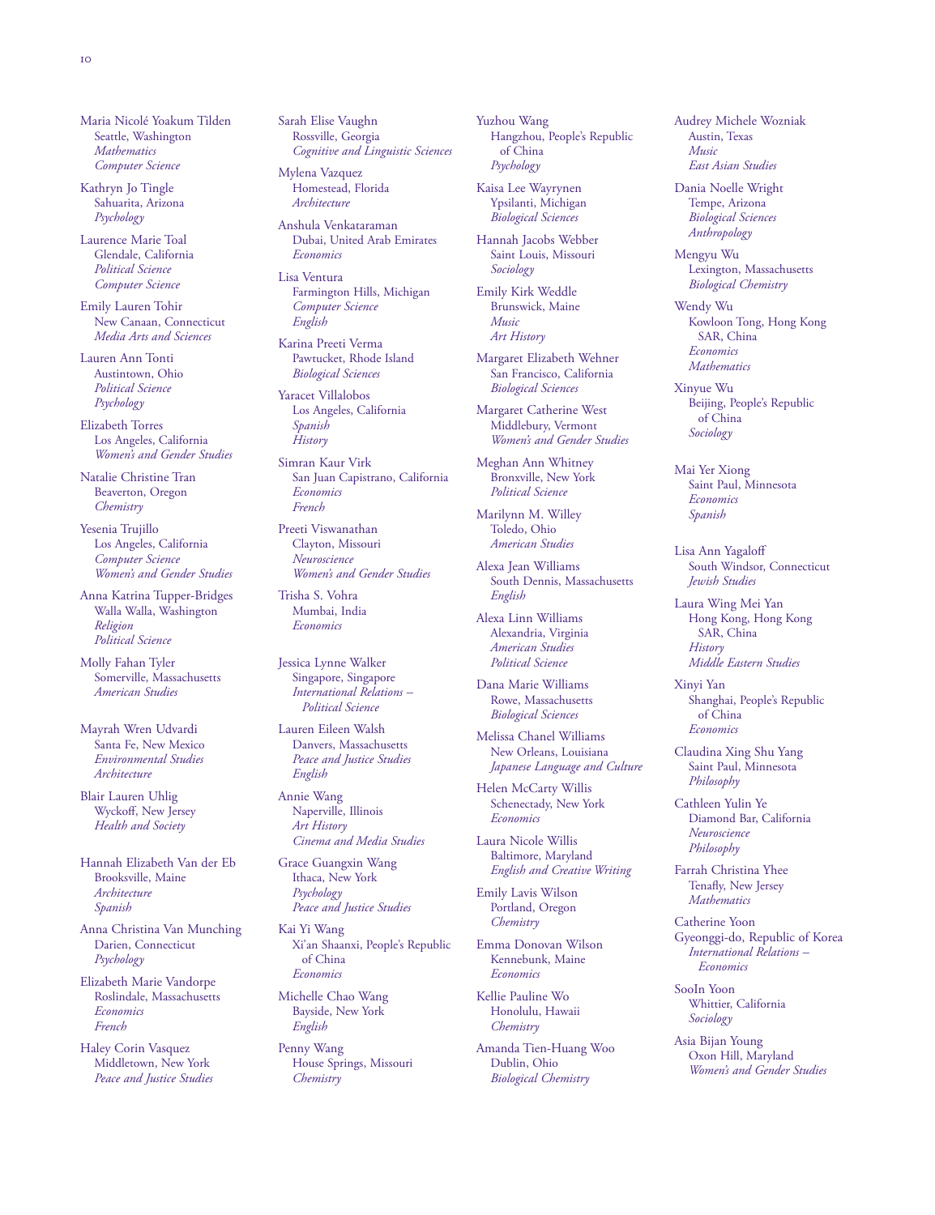Maria Nicolé Yoakum Tilden
Seattle, Washington
*Mathematics*
*Computer Science*

Kathryn Jo Tingle
Sahuarita, Arizona
*Psychology*

Laurence Marie Toal
Glendale, California
*Political Science*
*Computer Science*

Emily Lauren Tohir
New Canaan, Connecticut
*Media Arts and Sciences*

Lauren Ann Tonti
Austintown, Ohio
*Political Science*
*Psychology*

Elizabeth Torres
Los Angeles, California
*Women's and Gender Studies*

Natalie Christine Tran
Beaverton, Oregon
*Chemistry*

Yesenia Trujillo
Los Angeles, California
*Computer Science*
*Women's and Gender Studies*

Anna Katrina Tupper-Bridges
Walla Walla, Washington
*Religion*
*Political Science*

Molly Fahan Tyler
Somerville, Massachusetts
*American Studies*

Mayrah Wren Udvardi
Santa Fe, New Mexico
*Environmental Studies*
*Architecture*

Blair Lauren Uhlig
Wyckoff, New Jersey
*Health and Society*

Hannah Elizabeth Van der Eb
Brooksville, Maine
*Architecture*
*Spanish*

Anna Christina Van Munching
Darien, Connecticut
*Psychology*

Elizabeth Marie Vandorpe
Roslindale, Massachusetts
*Economics*
*French*

Haley Corin Vasquez
Middletown, New York
*Peace and Justice Studies*

Sarah Elise Vaughn
Rossville, Georgia
*Cognitive and Linguistic Sciences*

Mylena Vazquez
Homestead, Florida
*Architecture*

Anshula Venkataraman
Dubai, United Arab Emirates
*Economics*

Lisa Ventura
Farmington Hills, Michigan
*Computer Science*
*English*

Karina Preeti Verma
Pawtucket, Rhode Island
*Biological Sciences*

Yaracet Villalobos
Los Angeles, California
*Spanish*
*History*

Simran Kaur Virk
San Juan Capistrano, California
*Economics*
*French*

Preeti Viswanathan
Clayton, Missouri
*Neuroscience*
*Women's and Gender Studies*

Trisha S. Vohra
Mumbai, India
*Economics*

Jessica Lynne Walker
Singapore, Singapore
*International Relations – Political Science*

Lauren Eileen Walsh
Danvers, Massachusetts
*Peace and Justice Studies*
*English*

Annie Wang
Naperville, Illinois
*Art History*
*Cinema and Media Studies*

Grace Guangxin Wang
Ithaca, New York
*Psychology*
*Peace and Justice Studies*

Kai Yi Wang
Xi'an Shaanxi, People's Republic of China
*Economics*

Michelle Chao Wang
Bayside, New York
*English*

Penny Wang
House Springs, Missouri
*Chemistry*

Yuzhou Wang
Hangzhou, People's Republic of China
*Psychology*

Kaisa Lee Wayrynen
Ypsilanti, Michigan
*Biological Sciences*

Hannah Jacobs Webber
Saint Louis, Missouri
*Sociology*

Emily Kirk Weddle
Brunswick, Maine
*Music*
*Art History*

Margaret Elizabeth Wehner
San Francisco, California
*Biological Sciences*

Margaret Catherine West
Middlebury, Vermont
*Women's and Gender Studies*

Meghan Ann Whitney
Bronxville, New York
*Political Science*

Marilynn M. Willey
Toledo, Ohio
*American Studies*

Alexa Jean Williams
South Dennis, Massachusetts
*English*

Alexa Linn Williams
Alexandria, Virginia
*American Studies*
*Political Science*

Dana Marie Williams
Rowe, Massachusetts
*Biological Sciences*

Melissa Chanel Williams
New Orleans, Louisiana
*Japanese Language and Culture*

Helen McCarty Willis
Schenectady, New York
*Economics*

Laura Nicole Willis
Baltimore, Maryland
*English and Creative Writing*

Emily Lavis Wilson
Portland, Oregon
*Chemistry*

Emma Donovan Wilson
Kennebunk, Maine
*Economics*

Kellie Pauline Wo
Honolulu, Hawaii
*Chemistry*

Amanda Tien-Huang Woo
Dublin, Ohio
*Biological Chemistry*

Audrey Michele Wozniak
Austin, Texas
*Music*
*East Asian Studies*

Dania Noelle Wright
Tempe, Arizona
*Biological Sciences*
*Anthropology*

Mengyu Wu
Lexington, Massachusetts
*Biological Chemistry*

Wendy Wu
Kowloon Tong, Hong Kong SAR, China
*Economics*
*Mathematics*

Xinyue Wu
Beijing, People's Republic of China
*Sociology*

Mai Yer Xiong
Saint Paul, Minnesota
*Economics*
*Spanish*

Lisa Ann Yagaloff
South Windsor, Connecticut
*Jewish Studies*

Laura Wing Mei Yan
Hong Kong, Hong Kong SAR, China
*History*
*Middle Eastern Studies*

Xinyi Yan
Shanghai, People's Republic of China
*Economics*

Claudina Xing Shu Yang
Saint Paul, Minnesota
*Philosophy*

Cathleen Yulin Ye
Diamond Bar, California
*Neuroscience*
*Philosophy*

Farrah Christina Yhee
Tenafly, New Jersey
*Mathematics*

Catherine Yoon
Gyeonggi-do, Republic of Korea
*International Relations – Economics*

SooIn Yoon
Whittier, California
*Sociology*

Asia Bijan Young
Oxon Hill, Maryland
*Women's and Gender Studies*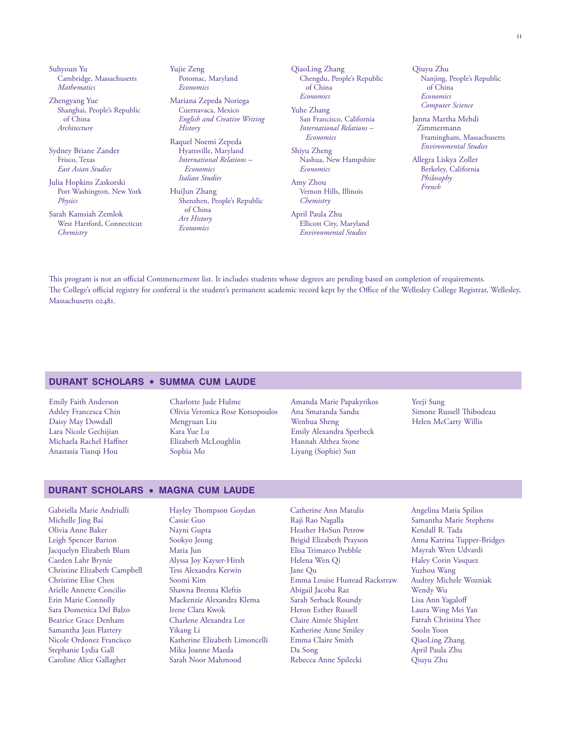Suhyoun Yu
Cambridge, Massachusetts
*Mathematics*

Zhengyang Yue
Shanghai, People's Republic of China
*Architecture*

Sydney Briane Zander
Frisco, Texas
*East Asian Studies*

Julia Hopkins Zaskorski
Port Washington, New York
*Physics*

Sarah Kamsiah Zemlok
West Hartford, Connecticut
*Chemistry*

Yujie Zeng
Potomac, Maryland
*Economics*

Mariana Zepeda Noriega
Cuernavaca, Mexico
*English and Creative Writing*
*History*

Raquel Noemi Zepeda
Hyattsville, Maryland
*International Relations – Economics*
*Italian Studies*

HuiJun Zhang
Shenzhen, People's Republic of China
*Art History*
*Economics*

QiaoLing Zhang
Chengdu, People's Republic of China
*Economics*

Yuhe Zhang
San Francisco, California
*International Relations – Economics*

Shiyu Zheng
Nashua, New Hampshire
*Economics*

Amy Zhou
Vernon Hills, Illinois
*Chemistry*

April Paula Zhu
Ellicott City, Maryland
*Environmental Studies*

Qiuyu Zhu
Nanjing, People's Republic of China
*Economics*
*Computer Science*

Janna Martha Mehdi Zimmermann
Framingham, Massachusetts
*Environmental Studies*

Allegra Liskya Zoller
Berkeley, California
*Philosophy*
*French*

This program is not an official Commencement list. It includes students whose degrees are pending based on completion of requirements. The College's official registry for conferral is the student's permanent academic record kept by the Office of the Wellesley College Registrar, Wellesley, Massachusetts 02481.

## DURANT SCHOLARS • SUMMA CUM LAUDE

Emily Faith Anderson
Ashley Francesca Chin
Daisy May Dowdall
Lara Nicole Gechijian
Michaela Rachel Haffner
Anastasia Tianqi Hou
Charlotte Jude Hulme
Olivia Veronica Rose Kotsopoulos
Mengyuan Liu
Kara Yue Lu
Elizabeth McLoughlin
Sophia Mo
Amanda Marie Papakyrikos
Ana Smaranda Sandu
Wenhua Sheng
Emily Alexandra Sperbeck
Hannah Althea Stone
Liyang (Sophie) Sun
Yeeji Sung
Simone Russell Thibodeau
Helen McCarty Willis

## DURANT SCHOLARS • MAGNA CUM LAUDE

Gabriella Marie Andriulli
Michelle Jing Bai
Olivia Anne Baker
Leigh Spencer Barton
Jacquelyn Elizabeth Blum
Caeden Lahr Brynie
Christine Elizabeth Campbell
Christine Elise Chen
Arielle Annette Concilio
Erin Marie Connolly
Sara Domenica Del Balzo
Beatrice Grace Denham
Samantha Jean Flattery
Nicole Ordonez Francisco
Stephanie Lydia Gall
Caroline Alice Gallagher
Hayley Thompson Goydan
Cassie Guo
Nayni Gupta
Sookyo Jeong
Maria Jun
Alyssa Joy Kayser-Hirsh
Tess Alexandra Kerwin
Soomi Kim
Shawna Brenna Kleftis
Mackenzie Alexandra Klema
Irene Clara Kwok
Charlene Alexandra Lee
Yikang Li
Katherine Elizabeth Limoncelli
Mika Joanne Maeda
Sarah Noor Mahmood
Catherine Ann Matulis
Raji Rao Nagalla
Heather HoSun Petrow
Brigid Elizabeth Prayson
Elisa Trimarco Prebble
Helena Wen Qi
Jane Qu
Emma Louise Hustead Rackstraw
Abigail Jacoba Raz
Sarah Serback Roundy
Heron Esther Russell
Claire Aimée Shiplett
Katherine Anne Smiley
Emma Claire Smith
Da Song
Rebecca Anne Spilecki
Angelina Maria Spilios
Samantha Marie Stephens
Kendall R. Tada
Anna Katrina Tupper-Bridges
Mayrah Wren Udvardi
Haley Corin Vasquez
Yuzhou Wang
Audrey Michele Wozniak
Wendy Wu
Lisa Ann Yagaloff
Laura Wing Mei Yan
Farrah Christina Yhee
SooIn Yoon
QiaoLing Zhang
April Paula Zhu
Qiuyu Zhu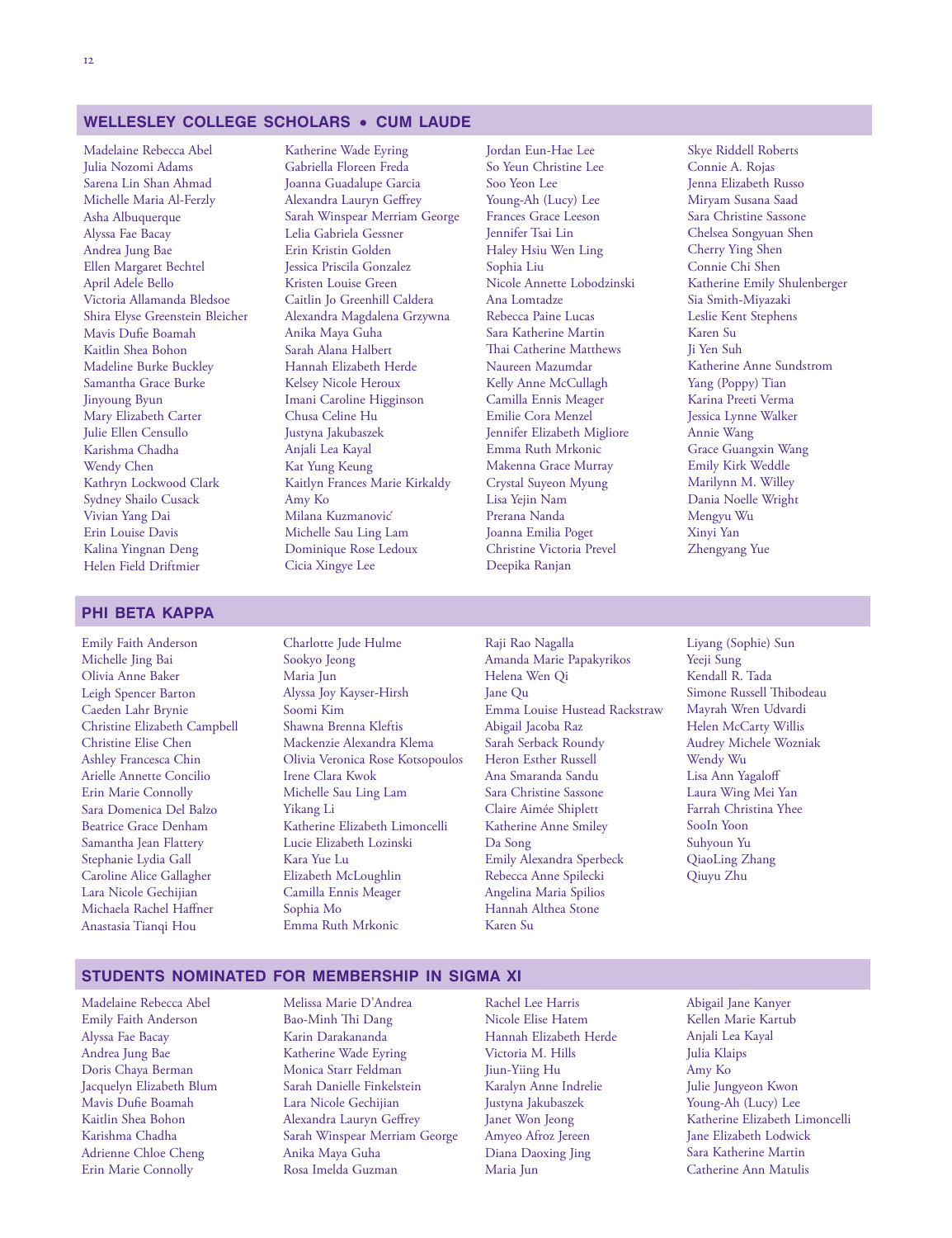## WELLESLEY COLLEGE SCHOLARS • CUM LAUDE

Madelaine Rebecca Abel
Julia Nozomi Adams
Sarena Lin Shan Ahmad
Michelle Maria Al-Ferzly
Asha Albuquerque
Alyssa Fae Bacay
Andrea Jung Bae
Ellen Margaret Bechtel
April Adele Bello
Victoria Allamanda Bledsoe
Shira Elyse Greenstein Bleicher
Mavis Dufie Boamah
Kaitlin Shea Bohon
Madeline Burke Buckley
Samantha Grace Burke
Jinyoung Byun
Mary Elizabeth Carter
Julie Ellen Censullo
Karishma Chadha
Wendy Chen
Kathryn Lockwood Clark
Sydney Shailo Cusack
Vivian Yang Dai
Erin Louise Davis
Kalina Yingnan Deng
Helen Field Driftmier
Katherine Wade Eyring
Gabriella Floreen Freda
Joanna Guadalupe Garcia
Alexandra Lauryn Geffrey
Sarah Winspear Merriam George
Lelia Gabriela Gessner
Erin Kristin Golden
Jessica Priscila Gonzalez
Kristen Louise Green
Caitlin Jo Greenhill Caldera
Alexandra Magdalena Grzywna
Anika Maya Guha
Sarah Alana Halbert
Hannah Elizabeth Herde
Kelsey Nicole Heroux
Imani Caroline Higginson
Chusa Celine Hu
Justyna Jakubaszek
Anjali Lea Kayal
Kat Yung Keung
Kaitlyn Frances Marie Kirkaldy
Amy Ko
Milana Kuzmanović
Michelle Sau Ling Lam
Dominique Rose Ledoux
Cicia Xingye Lee
Jordan Eun-Hae Lee
So Yeun Christine Lee
Soo Yeon Lee
Young-Ah (Lucy) Lee
Frances Grace Leeson
Jennifer Tsai Lin
Haley Hsiu Wen Ling
Sophia Liu
Nicole Annette Lobodzinski
Ana Lomtadze
Rebecca Paine Lucas
Sara Katherine Martin
Thai Catherine Matthews
Naureen Mazumdar
Kelly Anne McCullagh
Camilla Ennis Meager
Emilie Cora Menzel
Jennifer Elizabeth Migliore
Emma Ruth Mrkonic
Makenna Grace Murray
Crystal Suyeon Myung
Lisa Yejin Nam
Prerana Nanda
Joanna Emilia Poget
Christine Victoria Prevel
Deepika Ranjan
Skye Riddell Roberts
Connie A. Rojas
Jenna Elizabeth Russo
Miryam Susana Saad
Sara Christine Sassone
Chelsea Songyuan Shen
Cherry Ying Shen
Connie Chi Shen
Katherine Emily Shulenberger
Sia Smith-Miyazaki
Leslie Kent Stephens
Karen Su
Ji Yen Suh
Katherine Anne Sundstrom
Yang (Poppy) Tian
Karina Preeti Verma
Jessica Lynne Walker
Annie Wang
Grace Guangxin Wang
Emily Kirk Weddle
Marilynn M. Willey
Dania Noelle Wright
Mengyu Wu
Xinyi Yan
Zhengyang Yue

## PHI BETA KAPPA

Emily Faith Anderson
Michelle Jing Bai
Olivia Anne Baker
Leigh Spencer Barton
Caeden Lahr Brynie
Christine Elizabeth Campbell
Christine Elise Chen
Ashley Francesca Chin
Arielle Annette Concilio
Erin Marie Connolly
Sara Domenica Del Balzo
Beatrice Grace Denham
Samantha Jean Flattery
Stephanie Lydia Gall
Caroline Alice Gallagher
Lara Nicole Gechijian
Michaela Rachel Haffner
Anastasia Tianqi Hou
Charlotte Jude Hulme
Sookyo Jeong
Maria Jun
Alyssa Joy Kayser-Hirsh
Soomi Kim
Shawna Brenna Kleftis
Mackenzie Alexandra Klema
Olivia Veronica Rose Kotsopoulos
Irene Clara Kwok
Michelle Sau Ling Lam
Yikang Li
Katherine Elizabeth Limoncelli
Lucie Elizabeth Lozinski
Kara Yue Lu
Elizabeth McLoughlin
Camilla Ennis Meager
Sophia Mo
Emma Ruth Mrkonic
Raji Rao Nagalla
Amanda Marie Papakyrikos
Helena Wen Qi
Jane Qu
Emma Louise Hustead Rackstraw
Abigail Jacoba Raz
Sarah Serback Roundy
Heron Esther Russell
Ana Smaranda Sandu
Sara Christine Sassone
Claire Aimée Shiplett
Katherine Anne Smiley
Da Song
Emily Alexandra Sperbeck
Rebecca Anne Spilecki
Angelina Maria Spilios
Hannah Althea Stone
Karen Su
Liyang (Sophie) Sun
Yeeji Sung
Kendall R. Tada
Simone Russell Thibodeau
Mayrah Wren Udvardi
Helen McCarty Willis
Audrey Michele Wozniak
Wendy Wu
Lisa Ann Yagaloff
Laura Wing Mei Yan
Farrah Christina Yhee
SooIn Yoon
Suhyoun Yu
QiaoLing Zhang
Qiuyu Zhu

## STUDENTS NOMINATED FOR MEMBERSHIP IN SIGMA XI

Madelaine Rebecca Abel
Emily Faith Anderson
Alyssa Fae Bacay
Andrea Jung Bae
Doris Chaya Berman
Jacquelyn Elizabeth Blum
Mavis Dufie Boamah
Kaitlin Shea Bohon
Karishma Chadha
Adrienne Chloe Cheng
Erin Marie Connolly
Melissa Marie D'Andrea
Bao-Minh Thi Dang
Karin Darakananda
Katherine Wade Eyring
Monica Starr Feldman
Sarah Danielle Finkelstein
Lara Nicole Gechijian
Alexandra Lauryn Geffrey
Sarah Winspear Merriam George
Anika Maya Guha
Rosa Imelda Guzman
Rachel Lee Harris
Nicole Elise Hatem
Hannah Elizabeth Herde
Victoria M. Hills
Jiun-Yiing Hu
Karalyn Anne Indrelie
Justyna Jakubaszek
Janet Won Jeong
Amyeo Afroz Jereen
Diana Daoxing Jing
Maria Jun
Abigail Jane Kanyer
Kellen Marie Kartub
Anjali Lea Kayal
Julia Klaips
Amy Ko
Julie Jungyeon Kwon
Young-Ah (Lucy) Lee
Katherine Elizabeth Limoncelli
Jane Elizabeth Lodwick
Sara Katherine Martin
Catherine Ann Matulis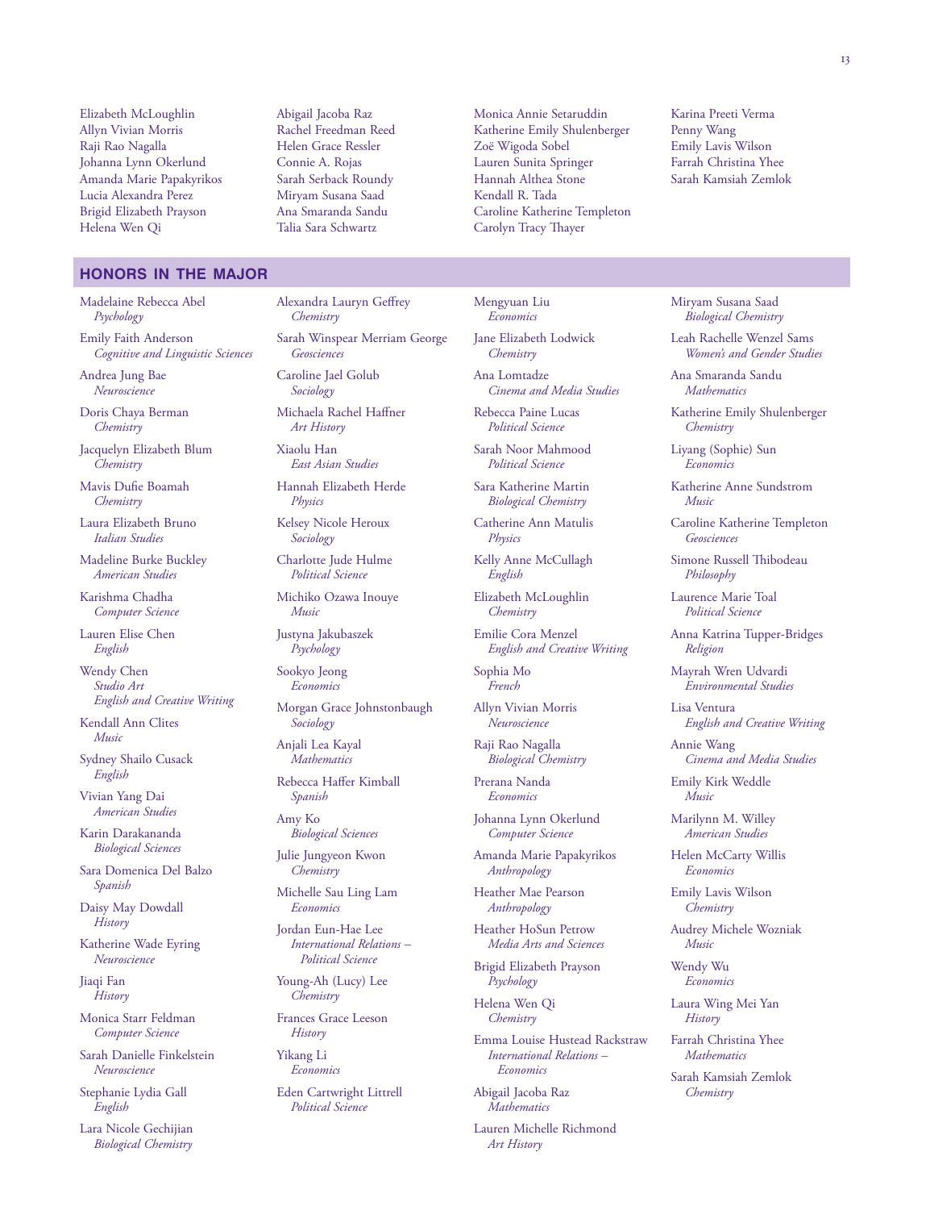Elizabeth McLoughlin
Allyn Vivian Morris
Raji Rao Nagalla
Johanna Lynn Okerlund
Amanda Marie Papakyrikos
Lucia Alexandra Perez
Brigid Elizabeth Prayson
Helena Wen Qi
Abigail Jacoba Raz
Rachel Freedman Reed
Helen Grace Ressler
Connie A. Rojas
Sarah Serback Roundy
Miryam Susana Saad
Ana Smaranda Sandu
Talia Sara Schwartz
Monica Annie Setaruddin
Katherine Emily Shulenberger
Zoë Wigoda Sobel
Lauren Sunita Springer
Hannah Althea Stone
Kendall R. Tada
Caroline Katherine Templeton
Carolyn Tracy Thayer
Karina Preeti Verma
Penny Wang
Emily Lavis Wilson
Farrah Christina Yhee
Sarah Kamsiah Zemlok

## HONORS IN THE MAJOR

Madelaine Rebecca Abel
*Psychology*

Emily Faith Anderson
*Cognitive and Linguistic Sciences*

Andrea Jung Bae
*Neuroscience*

Doris Chaya Berman
*Chemistry*

Jacquelyn Elizabeth Blum
*Chemistry*

Mavis Dufie Boamah
*Chemistry*

Laura Elizabeth Bruno
*Italian Studies*

Madeline Burke Buckley
*American Studies*

Karishma Chadha
*Computer Science*

Lauren Elise Chen
*English*

Wendy Chen
*Studio Art*
*English and Creative Writing*

Kendall Ann Clites
*Music*

Sydney Shailo Cusack
*English*

Vivian Yang Dai
*American Studies*

Karin Darakananda
*Biological Sciences*

Sara Domenica Del Balzo
*Spanish*

Daisy May Dowdall
*History*

Katherine Wade Eyring
*Neuroscience*

Jiaqi Fan
*History*

Monica Starr Feldman
*Computer Science*

Sarah Danielle Finkelstein
*Neuroscience*

Stephanie Lydia Gall
*English*

Lara Nicole Gechijian
*Biological Chemistry*

Alexandra Lauryn Geffrey
*Chemistry*

Sarah Winspear Merriam George
*Geosciences*

Caroline Jael Golub
*Sociology*

Michaela Rachel Haffner
*Art History*

Xiaolu Han
*East Asian Studies*

Hannah Elizabeth Herde
*Physics*

Kelsey Nicole Heroux
*Sociology*

Charlotte Jude Hulme
*Political Science*

Michiko Ozawa Inouye
*Music*

Justyna Jakubaszek
*Psychology*

Sookyo Jeong
*Economics*

Morgan Grace Johnstonbaugh
*Sociology*

Anjali Lea Kayal
*Mathematics*

Rebecca Haffer Kimball
*Spanish*

Amy Ko
*Biological Sciences*

Julie Jungyeon Kwon
*Chemistry*

Michelle Sau Ling Lam
*Economics*

Jordan Eun-Hae Lee
*International Relations – Political Science*

Young-Ah (Lucy) Lee
*Chemistry*

Frances Grace Leeson
*History*

Yikang Li
*Economics*

Eden Cartwright Littrell
*Political Science*

Mengyuan Liu
*Economics*

Jane Elizabeth Lodwick
*Chemistry*

Ana Lomtadze
*Cinema and Media Studies*

Rebecca Paine Lucas
*Political Science*

Sarah Noor Mahmood
*Political Science*

Sara Katherine Martin
*Biological Chemistry*

Catherine Ann Matulis
*Physics*

Kelly Anne McCullagh
*English*

Elizabeth McLoughlin
*Chemistry*

Emilie Cora Menzel
*English and Creative Writing*

Sophia Mo
*French*

Allyn Vivian Morris
*Neuroscience*

Raji Rao Nagalla
*Biological Chemistry*

Prerana Nanda
*Economics*

Johanna Lynn Okerlund
*Computer Science*

Amanda Marie Papakyrikos
*Anthropology*

Heather Mae Pearson
*Anthropology*

Heather HoSun Petrow
*Media Arts and Sciences*

Brigid Elizabeth Prayson
*Psychology*

Helena Wen Qi
*Chemistry*

Emma Louise Hustead Rackstraw
*International Relations – Economics*

Abigail Jacoba Raz
*Mathematics*

Lauren Michelle Richmond
*Art History*

Miryam Susana Saad
*Biological Chemistry*

Leah Rachelle Wenzel Sams
*Women's and Gender Studies*

Ana Smaranda Sandu
*Mathematics*

Katherine Emily Shulenberger
*Chemistry*

Liyang (Sophie) Sun
*Economics*

Katherine Anne Sundstrom
*Music*

Caroline Katherine Templeton
*Geosciences*

Simone Russell Thibodeau
*Philosophy*

Laurence Marie Toal
*Political Science*

Anna Katrina Tupper-Bridges
*Religion*

Mayrah Wren Udvardi
*Environmental Studies*

Lisa Ventura
*English and Creative Writing*

Annie Wang
*Cinema and Media Studies*

Emily Kirk Weddle
*Music*

Marilynn M. Willey
*American Studies*

Helen McCarty Willis
*Economics*

Emily Lavis Wilson
*Chemistry*

Audrey Michele Wozniak
*Music*

Wendy Wu
*Economics*

Laura Wing Mei Yan
*History*

Farrah Christina Yhee
*Mathematics*

Sarah Kamsiah Zemlok
*Chemistry*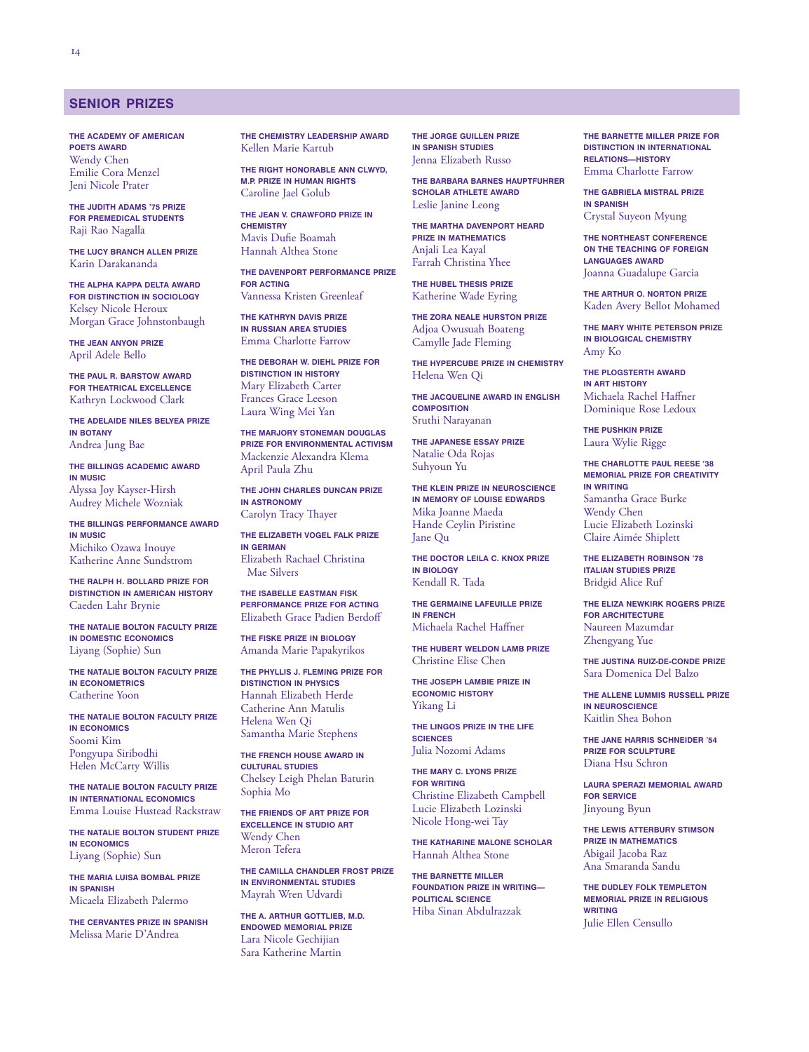## SENIOR PRIZES

**THE ACADEMY OF AMERICAN POETS AWARD**
Wendy Chen
Emilie Cora Menzel
Jeni Nicole Prater

**THE JUDITH ADAMS '75 PRIZE FOR PREMEDICAL STUDENTS**
Raji Rao Nagalla

**THE LUCY BRANCH ALLEN PRIZE**
Karin Darakananda

**THE ALPHA KAPPA DELTA AWARD FOR DISTINCTION IN SOCIOLOGY**
Kelsey Nicole Heroux
Morgan Grace Johnstonbaugh

**THE JEAN ANYON PRIZE**
April Adele Bello

**THE PAUL R. BARSTOW AWARD FOR THEATRICAL EXCELLENCE**
Kathryn Lockwood Clark

**THE ADELAIDE NILES BELYEA PRIZE IN BOTANY**
Andrea Jung Bae

**THE BILLINGS ACADEMIC AWARD IN MUSIC**
Alyssa Joy Kayser-Hirsh
Audrey Michele Wozniak

**THE BILLINGS PERFORMANCE AWARD IN MUSIC**
Michiko Ozawa Inouye
Katherine Anne Sundstrom

**THE RALPH H. BOLLARD PRIZE FOR DISTINCTION IN AMERICAN HISTORY**
Caeden Lahr Brynie

**THE NATALIE BOLTON FACULTY PRIZE IN DOMESTIC ECONOMICS**
Liyang (Sophie) Sun

**THE NATALIE BOLTON FACULTY PRIZE IN ECONOMETRICS**
Catherine Yoon

**THE NATALIE BOLTON FACULTY PRIZE IN ECONOMICS**
Soomi Kim
Pongyupa Siribodhi
Helen McCarty Willis

**THE NATALIE BOLTON FACULTY PRIZE IN INTERNATIONAL ECONOMICS**
Emma Louise Hustead Rackstraw

**THE NATALIE BOLTON STUDENT PRIZE IN ECONOMICS**
Liyang (Sophie) Sun

**THE MARIA LUISA BOMBAL PRIZE IN SPANISH**
Micaela Elizabeth Palermo

**THE CERVANTES PRIZE IN SPANISH**
Melissa Marie D'Andrea

**THE CHEMISTRY LEADERSHIP AWARD**
Kellen Marie Kartub

**THE RIGHT HONORABLE ANN CLWYD, M.P. PRIZE IN HUMAN RIGHTS**
Caroline Jael Golub

**THE JEAN V. CRAWFORD PRIZE IN CHEMISTRY**
Mavis Dufie Boamah
Hannah Althea Stone

**THE DAVENPORT PERFORMANCE PRIZE FOR ACTING**
Vannessa Kristen Greenleaf

**THE KATHRYN DAVIS PRIZE IN RUSSIAN AREA STUDIES**
Emma Charlotte Farrow

**THE DEBORAH W. DIEHL PRIZE FOR DISTINCTION IN HISTORY**
Mary Elizabeth Carter
Frances Grace Leeson
Laura Wing Mei Yan

**THE MARJORY STONEMAN DOUGLAS PRIZE FOR ENVIRONMENTAL ACTIVISM**
Mackenzie Alexandra Klema
April Paula Zhu

**THE JOHN CHARLES DUNCAN PRIZE IN ASTRONOMY**
Carolyn Tracy Thayer

**THE ELIZABETH VOGEL FALK PRIZE IN GERMAN**
Elizabeth Rachael Christina Mae Silvers

**THE ISABELLE EASTMAN FISK PERFORMANCE PRIZE FOR ACTING**
Elizabeth Grace Padien Berdoff

**THE FISKE PRIZE IN BIOLOGY**
Amanda Marie Papakyrikos

**THE PHYLLIS J. FLEMING PRIZE FOR DISTINCTION IN PHYSICS**
Hannah Elizabeth Herde
Catherine Ann Matulis
Helena Wen Qi
Samantha Marie Stephens

**THE FRENCH HOUSE AWARD IN CULTURAL STUDIES**
Chelsey Leigh Phelan Baturin
Sophia Mo

**THE FRIENDS OF ART PRIZE FOR EXCELLENCE IN STUDIO ART**
Wendy Chen
Meron Tefera

**THE CAMILLA CHANDLER FROST PRIZE IN ENVIRONMENTAL STUDIES**
Mayrah Wren Udvardi

**THE A. ARTHUR GOTTLIEB, M.D. ENDOWED MEMORIAL PRIZE**
Lara Nicole Gechijian
Sara Katherine Martin

**THE JORGE GUILLEN PRIZE IN SPANISH STUDIES**
Jenna Elizabeth Russo

**THE BARBARA BARNES HAUPTFUHRER SCHOLAR ATHLETE AWARD**
Leslie Janine Leong

**THE MARTHA DAVENPORT HEARD PRIZE IN MATHEMATICS**
Anjali Lea Kayal
Farrah Christina Yhee

**THE HUBEL THESIS PRIZE**
Katherine Wade Eyring

**THE ZORA NEALE HURSTON PRIZE**
Adjoa Owusuah Boateng
Camylle Jade Fleming

**THE HYPERCUBE PRIZE IN CHEMISTRY**
Helena Wen Qi

**THE JACQUELINE AWARD IN ENGLISH COMPOSITION**
Sruthi Narayanan

**THE JAPANESE ESSAY PRIZE**
Natalie Oda Rojas
Suhyoun Yu

**THE KLEIN PRIZE IN NEUROSCIENCE IN MEMORY OF LOUISE EDWARDS**
Mika Joanne Maeda
Hande Ceylin Piristine
Jane Qu

**THE DOCTOR LEILA C. KNOX PRIZE IN BIOLOGY**
Kendall R. Tada

**THE GERMAINE LAFEUILLE PRIZE IN FRENCH**
Michaela Rachel Haffner

**THE HUBERT WELDON LAMB PRIZE**
Christine Elise Chen

**THE JOSEPH LAMBIE PRIZE IN ECONOMIC HISTORY**
Yikang Li

**THE LINGOS PRIZE IN THE LIFE SCIENCES**
Julia Nozomi Adams

**THE MARY C. LYONS PRIZE FOR WRITING**
Christine Elizabeth Campbell
Lucie Elizabeth Lozinski
Nicole Hong-wei Tay

**THE KATHARINE MALONE SCHOLAR**
Hannah Althea Stone

**THE BARNETTE MILLER FOUNDATION PRIZE IN WRITING—POLITICAL SCIENCE**
Hiba Sinan Abdulrazzak

**THE BARNETTE MILLER PRIZE FOR DISTINCTION IN INTERNATIONAL RELATIONS—HISTORY**
Emma Charlotte Farrow

**THE GABRIELA MISTRAL PRIZE IN SPANISH**
Crystal Suyeon Myung

**THE NORTHEAST CONFERENCE ON THE TEACHING OF FOREIGN LANGUAGES AWARD**
Joanna Guadalupe Garcia

**THE ARTHUR O. NORTON PRIZE**
Kaden Avery Bellot Mohamed

**THE MARY WHITE PETERSON PRIZE IN BIOLOGICAL CHEMISTRY**
Amy Ko

**THE PLOGSTERTH AWARD IN ART HISTORY**
Michaela Rachel Haffner
Dominique Rose Ledoux

**THE PUSHKIN PRIZE**
Laura Wylie Rigge

**THE CHARLOTTE PAUL REESE '38 MEMORIAL PRIZE FOR CREATIVITY IN WRITING**
Samantha Grace Burke
Wendy Chen
Lucie Elizabeth Lozinski
Claire Aimée Shiplett

**THE ELIZABETH ROBINSON '78 ITALIAN STUDIES PRIZE**
Bridgid Alice Ruf

**THE ELIZA NEWKIRK ROGERS PRIZE FOR ARCHITECTURE**
Naureen Mazumdar
Zhengyang Yue

**THE JUSTINA RUIZ-DE-CONDE PRIZE**
Sara Domenica Del Balzo

**THE ALLENE LUMMIS RUSSELL PRIZE IN NEUROSCIENCE**
Kaitlin Shea Bohon

**THE JANE HARRIS SCHNEIDER '54 PRIZE FOR SCULPTURE**
Diana Hsu Schron

**LAURA SPERAZI MEMORIAL AWARD FOR SERVICE**
Jinyoung Byun

**THE LEWIS ATTERBURY STIMSON PRIZE IN MATHEMATICS**
Abigail Jacoba Raz
Ana Smaranda Sandu

**THE DUDLEY FOLK TEMPLETON MEMORIAL PRIZE IN RELIGIOUS WRITING**
Julie Ellen Censullo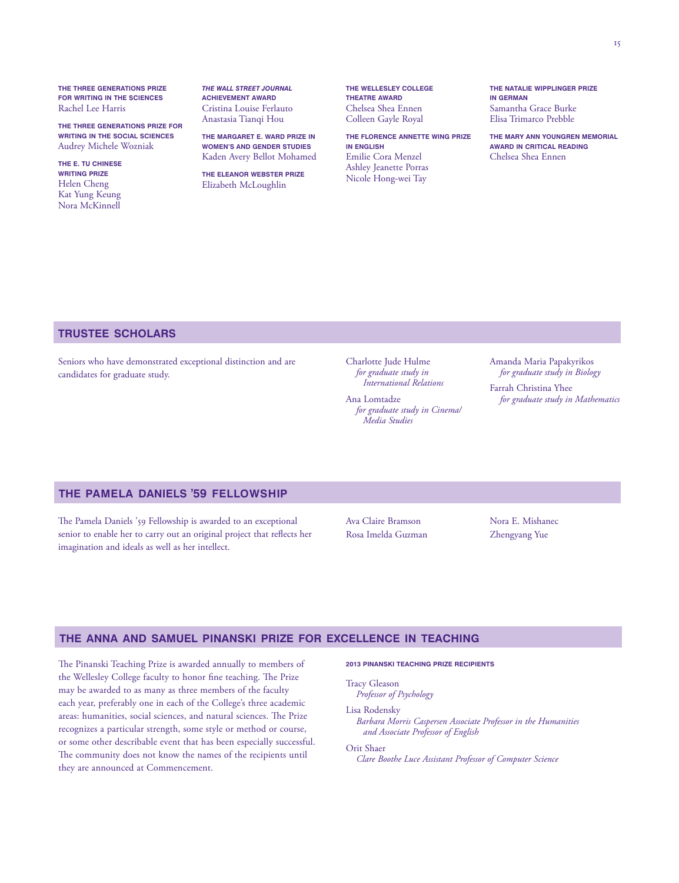**THE THREE GENERATIONS PRIZE FOR WRITING IN THE SCIENCES**
Rachel Lee Harris

**THE THREE GENERATIONS PRIZE FOR WRITING IN THE SOCIAL SCIENCES**
Audrey Michele Wozniak

**THE E. TU CHINESE WRITING PRIZE**
Helen Cheng
Kat Yung Keung
Nora McKinnell

***THE WALL STREET JOURNAL* ACHIEVEMENT AWARD**
Cristina Louise Ferlauto
Anastasia Tianqi Hou

**THE MARGARET E. WARD PRIZE IN WOMEN'S AND GENDER STUDIES**
Kaden Avery Bellot Mohamed

**THE ELEANOR WEBSTER PRIZE**
Elizabeth McLoughlin

**THE WELLESLEY COLLEGE THEATRE AWARD**
Chelsea Shea Ennen
Colleen Gayle Royal

**THE FLORENCE ANNETTE WING PRIZE IN ENGLISH**
Emilie Cora Menzel
Ashley Jeanette Porras
Nicole Hong-wei Tay

**THE NATALIE WIPPLINGER PRIZE IN GERMAN**
Samantha Grace Burke
Elisa Trimarco Prebble

**THE MARY ANN YOUNGREN MEMORIAL AWARD IN CRITICAL READING**
Chelsea Shea Ennen

## TRUSTEE SCHOLARS

Seniors who have demonstrated exceptional distinction and are candidates for graduate study.

Charlotte Jude Hulme
*for graduate study in International Relations*

Ana Lomtadze
*for graduate study in Cinema/Media Studies*

Amanda Maria Papakyrikos
*for graduate study in Biology*

Farrah Christina Yhee
*for graduate study in Mathematics*

## THE PAMELA DANIELS '59 FELLOWSHIP

The Pamela Daniels '59 Fellowship is awarded to an exceptional senior to enable her to carry out an original project that reflects her imagination and ideals as well as her intellect.

Ava Claire Bramson
Rosa Imelda Guzman
Nora E. Mishanec
Zhengyang Yue

## THE ANNA AND SAMUEL PINANSKI PRIZE FOR EXCELLENCE IN TEACHING

The Pinanski Teaching Prize is awarded annually to members of the Wellesley College faculty to honor fine teaching. The Prize may be awarded to as many as three members of the faculty each year, preferably one in each of the College's three academic areas: humanities, social sciences, and natural sciences. The Prize recognizes a particular strength, some style or method or course, or some other describable event that has been especially successful. The community does not know the names of the recipients until they are announced at Commencement.

**2013 PINANSKI TEACHING PRIZE RECIPIENTS**

Tracy Gleason
*Professor of Psychology*

Lisa Rodensky
*Barbara Morris Caspersen Associate Professor in the Humanities and Associate Professor of English*

Orit Shaer
*Clare Boothe Luce Assistant Professor of Computer Science*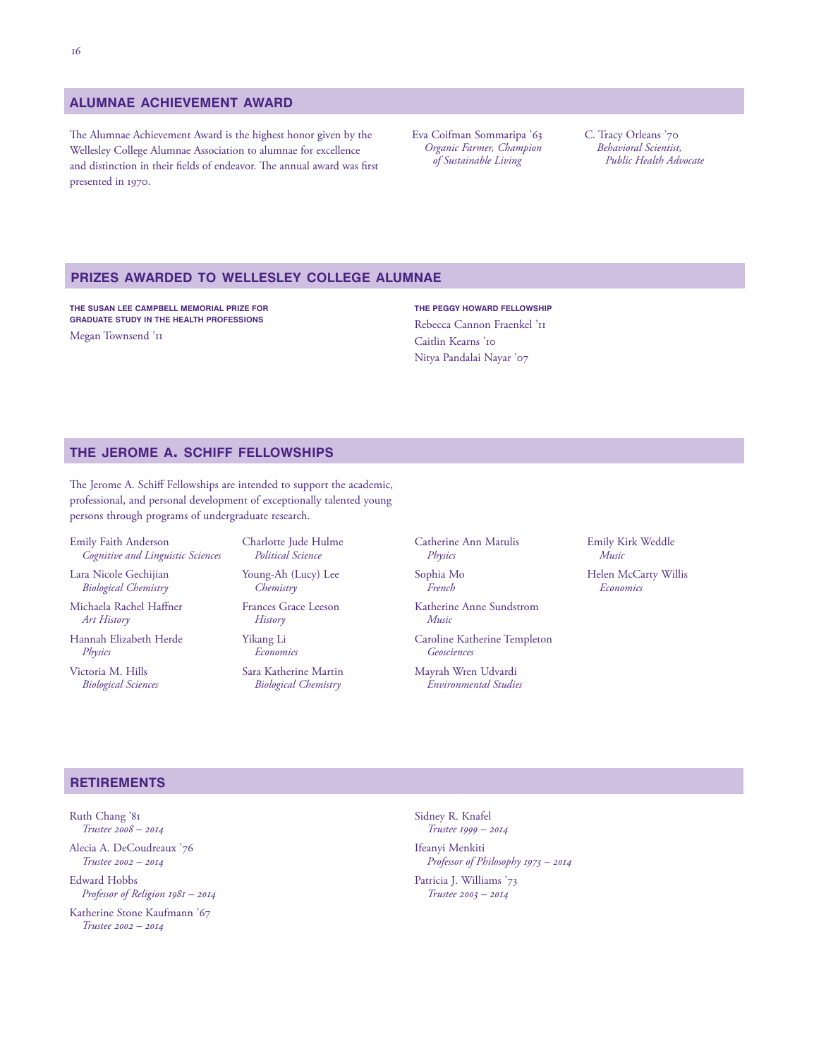## ALUMNAE ACHIEVEMENT AWARD

The Alumnae Achievement Award is the highest honor given by the Wellesley College Alumnae Association to alumnae for excellence and distinction in their fields of endeavor. The annual award was first presented in 1970.

Eva Coifman Sommaripa '63
*Organic Farmer, Champion of Sustainable Living*

C. Tracy Orleans '70
*Behavioral Scientist, Public Health Advocate*

## PRIZES AWARDED TO WELLESLEY COLLEGE ALUMNAE

**THE SUSAN LEE CAMPBELL MEMORIAL PRIZE FOR GRADUATE STUDY IN THE HEALTH PROFESSIONS**

Megan Townsend '11

**THE PEGGY HOWARD FELLOWSHIP**

Rebecca Cannon Fraenkel '11
Caitlin Kearns '10
Nitya Pandalai Nayar '07

## THE JEROME A. SCHIFF FELLOWSHIPS

The Jerome A. Schiff Fellowships are intended to support the academic, professional, and personal development of exceptionally talented young persons through programs of undergraduate research.

Emily Faith Anderson
*Cognitive and Linguistic Sciences*

Lara Nicole Gechijian
*Biological Chemistry*

Michaela Rachel Haffner
*Art History*

Hannah Elizabeth Herde
*Physics*

Victoria M. Hills
*Biological Sciences*

Charlotte Jude Hulme
*Political Science*

Young-Ah (Lucy) Lee
*Chemistry*

Frances Grace Leeson
*History*

Yikang Li
*Economics*

Sara Katherine Martin
*Biological Chemistry*

Catherine Ann Matulis
*Physics*

Sophia Mo
*French*

Katherine Anne Sundstrom
*Music*

Caroline Katherine Templeton
*Geosciences*

Mayrah Wren Udvardi
*Environmental Studies*

Emily Kirk Weddle
*Music*

Helen McCarty Willis
*Economics*

## RETIREMENTS

Ruth Chang '81
*Trustee 2008 – 2014*

Alecia A. DeCoudreaux '76
*Trustee 2002 – 2014*

Edward Hobbs
*Professor of Religion 1981 – 2014*

Katherine Stone Kaufmann '67
*Trustee 2002 – 2014*

Sidney R. Knafel
*Trustee 1999 – 2014*

Ifeanyi Menkiti
*Professor of Philosophy 1973 – 2014*

Patricia J. Williams '73
*Trustee 2003 – 2014*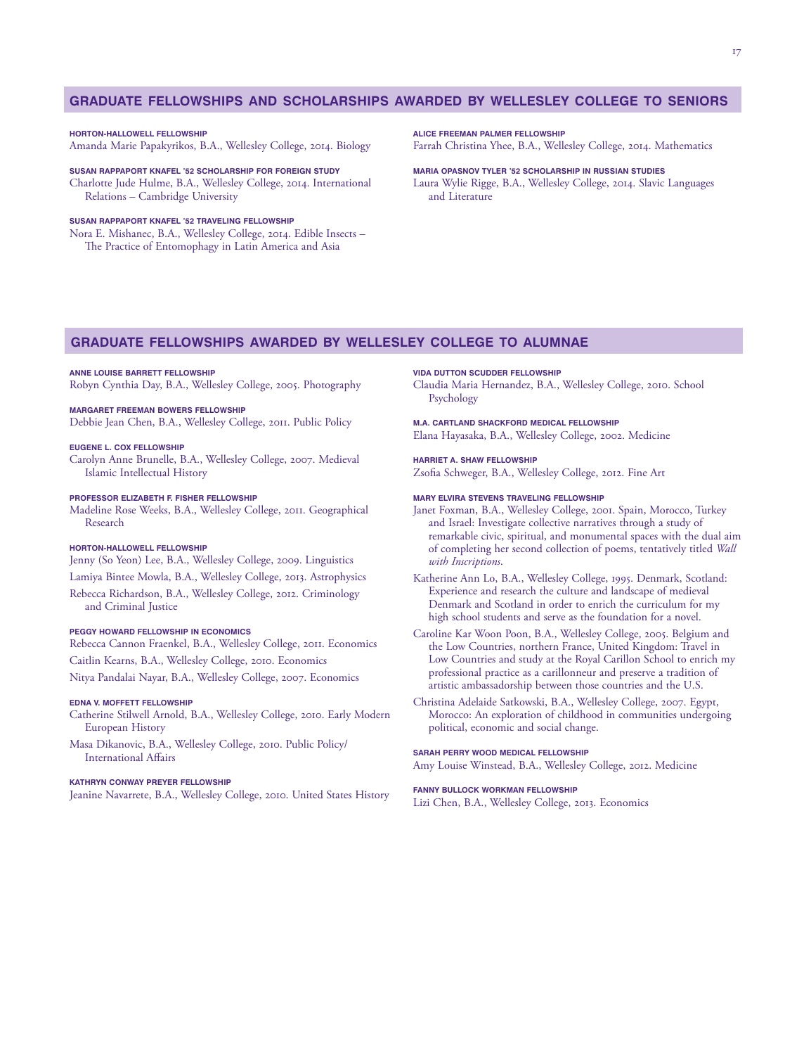## GRADUATE FELLOWSHIPS AND SCHOLARSHIPS AWARDED BY WELLESLEY COLLEGE TO SENIORS

**HORTON-HALLOWELL FELLOWSHIP**
Amanda Marie Papakyrikos, B.A., Wellesley College, 2014. Biology

**SUSAN RAPPAPORT KNAFEL '52 SCHOLARSHIP FOR FOREIGN STUDY**
Charlotte Jude Hulme, B.A., Wellesley College, 2014. International Relations – Cambridge University

**SUSAN RAPPAPORT KNAFEL '52 TRAVELING FELLOWSHIP**
Nora E. Mishanec, B.A., Wellesley College, 2014. Edible Insects – The Practice of Entomophagy in Latin America and Asia

**ALICE FREEMAN PALMER FELLOWSHIP**
Farrah Christina Yhee, B.A., Wellesley College, 2014. Mathematics

**MARIA OPASNOV TYLER '52 SCHOLARSHIP IN RUSSIAN STUDIES**
Laura Wylie Rigge, B.A., Wellesley College, 2014. Slavic Languages and Literature

## GRADUATE FELLOWSHIPS AWARDED BY WELLESLEY COLLEGE TO ALUMNAE

**ANNE LOUISE BARRETT FELLOWSHIP**
Robyn Cynthia Day, B.A., Wellesley College, 2005. Photography

**MARGARET FREEMAN BOWERS FELLOWSHIP**
Debbie Jean Chen, B.A., Wellesley College, 2011. Public Policy

**EUGENE L. COX FELLOWSHIP**
Carolyn Anne Brunelle, B.A., Wellesley College, 2007. Medieval Islamic Intellectual History

**PROFESSOR ELIZABETH F. FISHER FELLOWSHIP**
Madeline Rose Weeks, B.A., Wellesley College, 2011. Geographical Research

**HORTON-HALLOWELL FELLOWSHIP**
Jenny (So Yeon) Lee, B.A., Wellesley College, 2009. Linguistics

Lamiya Bintee Mowla, B.A., Wellesley College, 2013. Astrophysics

Rebecca Richardson, B.A., Wellesley College, 2012. Criminology and Criminal Justice

**PEGGY HOWARD FELLOWSHIP IN ECONOMICS**
Rebecca Cannon Fraenkel, B.A., Wellesley College, 2011. Economics

Caitlin Kearns, B.A., Wellesley College, 2010. Economics

Nitya Pandalai Nayar, B.A., Wellesley College, 2007. Economics

**EDNA V. MOFFETT FELLOWSHIP**
Catherine Stilwell Arnold, B.A., Wellesley College, 2010. Early Modern European History

Masa Dikanovic, B.A., Wellesley College, 2010. Public Policy/ International Affairs

**KATHRYN CONWAY PREYER FELLOWSHIP**
Jeanine Navarrete, B.A., Wellesley College, 2010. United States History

**VIDA DUTTON SCUDDER FELLOWSHIP**
Claudia Maria Hernandez, B.A., Wellesley College, 2010. School Psychology

**M.A. CARTLAND SHACKFORD MEDICAL FELLOWSHIP**
Elana Hayasaka, B.A., Wellesley College, 2002. Medicine

**HARRIET A. SHAW FELLOWSHIP**
Zsofia Schweger, B.A., Wellesley College, 2012. Fine Art

**MARY ELVIRA STEVENS TRAVELING FELLOWSHIP**
Janet Foxman, B.A., Wellesley College, 2001. Spain, Morocco, Turkey and Israel: Investigate collective narratives through a study of remarkable civic, spiritual, and monumental spaces with the dual aim of completing her second collection of poems, tentatively titled *Wall with Inscriptions*.

Katherine Ann Lo, B.A., Wellesley College, 1995. Denmark, Scotland: Experience and research the culture and landscape of medieval Denmark and Scotland in order to enrich the curriculum for my high school students and serve as the foundation for a novel.

Caroline Kar Woon Poon, B.A., Wellesley College, 2005. Belgium and the Low Countries, northern France, United Kingdom: Travel in Low Countries and study at the Royal Carillon School to enrich my professional practice as a carillonneur and preserve a tradition of artistic ambassadorship between those countries and the U.S.

Christina Adelaide Satkowski, B.A., Wellesley College, 2007. Egypt, Morocco: An exploration of childhood in communities undergoing political, economic and social change.

**SARAH PERRY WOOD MEDICAL FELLOWSHIP**
Amy Louise Winstead, B.A., Wellesley College, 2012. Medicine

**FANNY BULLOCK WORKMAN FELLOWSHIP**
Lizi Chen, B.A., Wellesley College, 2013. Economics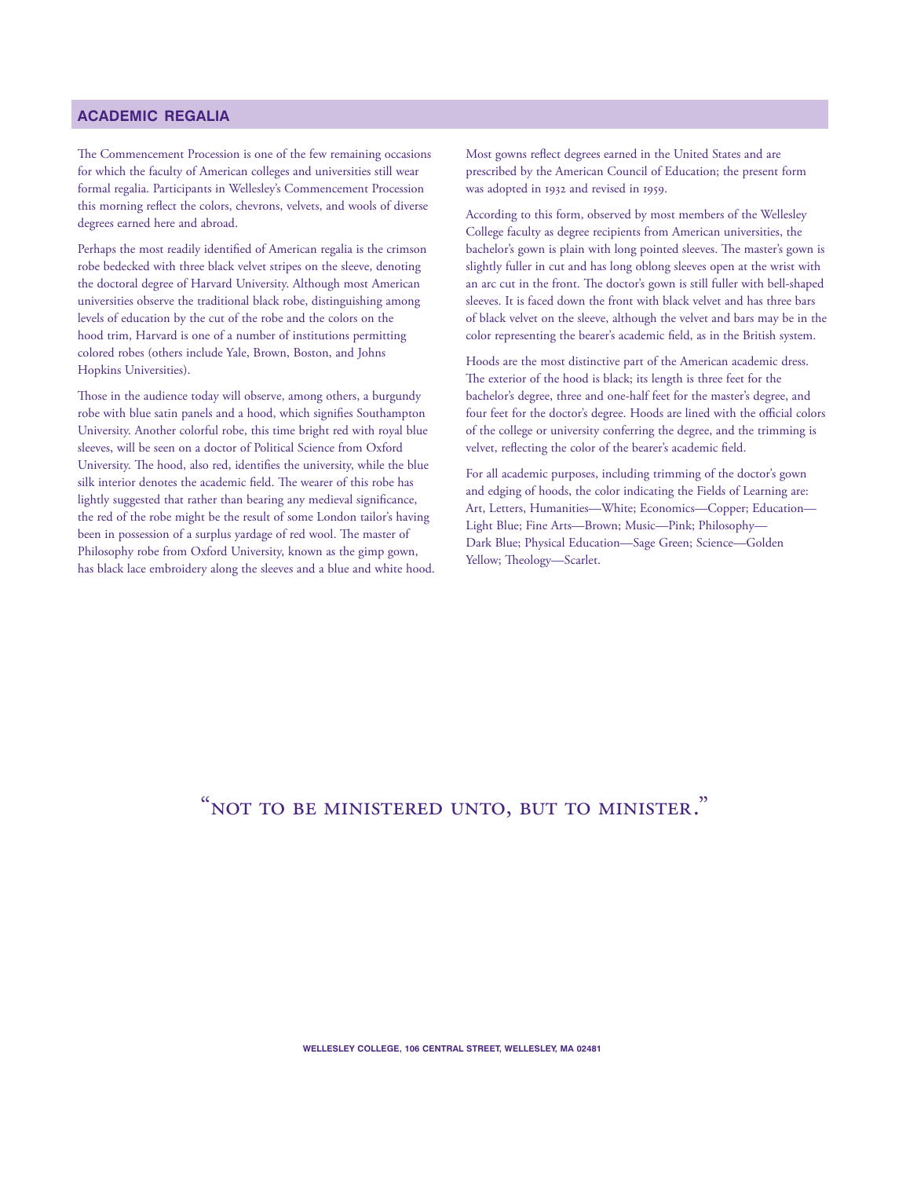## ACADEMIC REGALIA

The Commencement Procession is one of the few remaining occasions for which the faculty of American colleges and universities still wear formal regalia. Participants in Wellesley's Commencement Procession this morning reflect the colors, chevrons, velvets, and wools of diverse degrees earned here and abroad.

Perhaps the most readily identified of American regalia is the crimson robe bedecked with three black velvet stripes on the sleeve, denoting the doctoral degree of Harvard University. Although most American universities observe the traditional black robe, distinguishing among levels of education by the cut of the robe and the colors on the hood trim, Harvard is one of a number of institutions permitting colored robes (others include Yale, Brown, Boston, and Johns Hopkins Universities).

Those in the audience today will observe, among others, a burgundy robe with blue satin panels and a hood, which signifies Southampton University. Another colorful robe, this time bright red with royal blue sleeves, will be seen on a doctor of Political Science from Oxford University. The hood, also red, identifies the university, while the blue silk interior denotes the academic field. The wearer of this robe has lightly suggested that rather than bearing any medieval significance, the red of the robe might be the result of some London tailor's having been in possession of a surplus yardage of red wool. The master of Philosophy robe from Oxford University, known as the gimp gown, has black lace embroidery along the sleeves and a blue and white hood.

Most gowns reflect degrees earned in the United States and are prescribed by the American Council of Education; the present form was adopted in 1932 and revised in 1959.

According to this form, observed by most members of the Wellesley College faculty as degree recipients from American universities, the bachelor's gown is plain with long pointed sleeves. The master's gown is slightly fuller in cut and has long oblong sleeves open at the wrist with an arc cut in the front. The doctor's gown is still fuller with bell-shaped sleeves. It is faced down the front with black velvet and has three bars of black velvet on the sleeve, although the velvet and bars may be in the color representing the bearer's academic field, as in the British system.

Hoods are the most distinctive part of the American academic dress. The exterior of the hood is black; its length is three feet for the bachelor's degree, three and one-half feet for the master's degree, and four feet for the doctor's degree. Hoods are lined with the official colors of the college or university conferring the degree, and the trimming is velvet, reflecting the color of the bearer's academic field.

For all academic purposes, including trimming of the doctor's gown and edging of hoods, the color indicating the Fields of Learning are: Art, Letters, Humanities—White; Economics—Copper; Education—Light Blue; Fine Arts—Brown; Music—Pink; Philosophy—Dark Blue; Physical Education—Sage Green; Science—Golden Yellow; Theology—Scarlet.

"NOT TO BE MINISTERED UNTO, BUT TO MINISTER."

WELLESLEY COLLEGE, 106 CENTRAL STREET, WELLESLEY, MA 02481